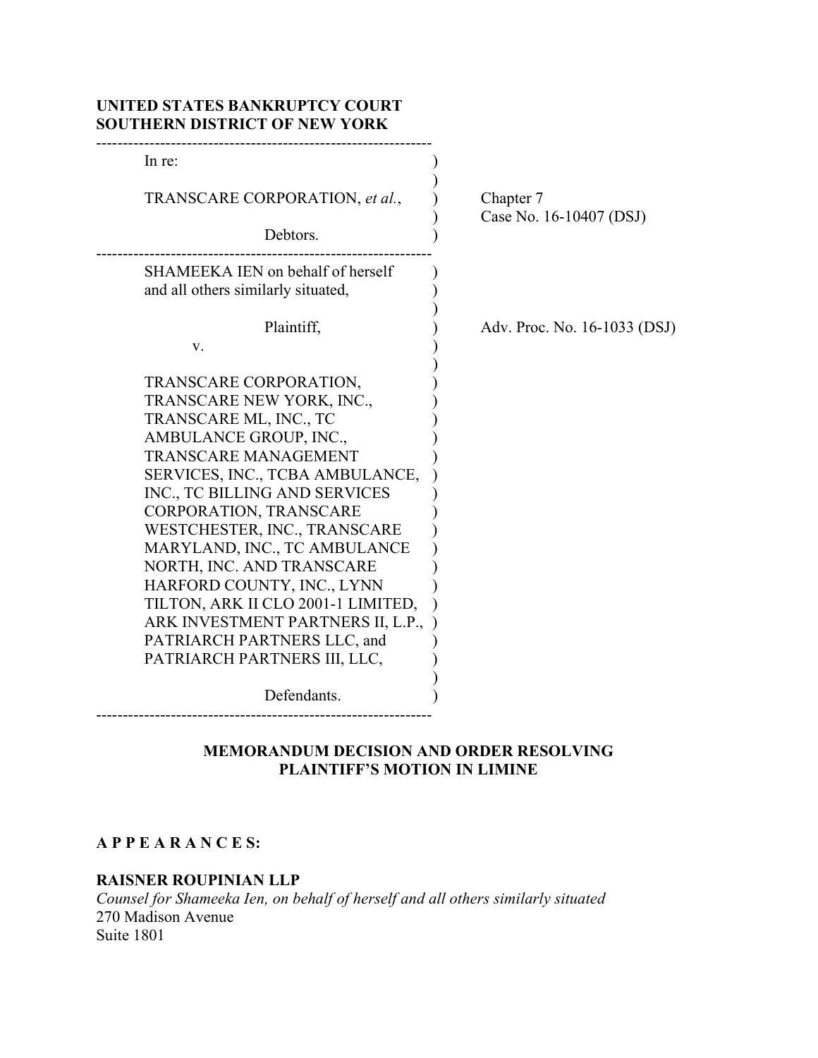**UNITED STATES BANKRUPTCY COURT**
**SOUTHERN DISTRICT OF NEW YORK**

| | |
|---|---|
| In re:<br><br>TRANSCARE CORPORATION, *et al.*,<br><br>Debtors. | Chapter 7<br>Case No. 16-10407 (DSJ) |
| SHAMEEKA IEN on behalf of herself and all others similarly situated,<br><br>Plaintiff,<br><br>v.<br><br>TRANSCARE CORPORATION, TRANSCARE NEW YORK, INC., TRANSCARE ML, INC., TC AMBULANCE GROUP, INC., TRANSCARE MANAGEMENT SERVICES, INC., TCBA AMBULANCE, INC., TC BILLING AND SERVICES CORPORATION, TRANSCARE WESTCHESTER, INC., TRANSCARE MARYLAND, INC., TC AMBULANCE NORTH, INC. AND TRANSCARE HARFORD COUNTY, INC., LYNN TILTON, ARK II CLO 2001-1 LIMITED, ARK INVESTMENT PARTNERS II, L.P., PATRIARCH PARTNERS LLC, and PATRIARCH PARTNERS III, LLC,<br><br>Defendants. | Adv. Proc. No. 16-1033 (DSJ) |

**MEMORANDUM DECISION AND ORDER RESOLVING PLAINTIFF'S MOTION IN LIMINE**

**A P P E A R A N C E S:**

**RAISNER ROUPINIAN LLP**
*Counsel for Shameeka Ien, on behalf of herself and all others similarly situated*
270 Madison Avenue
Suite 1801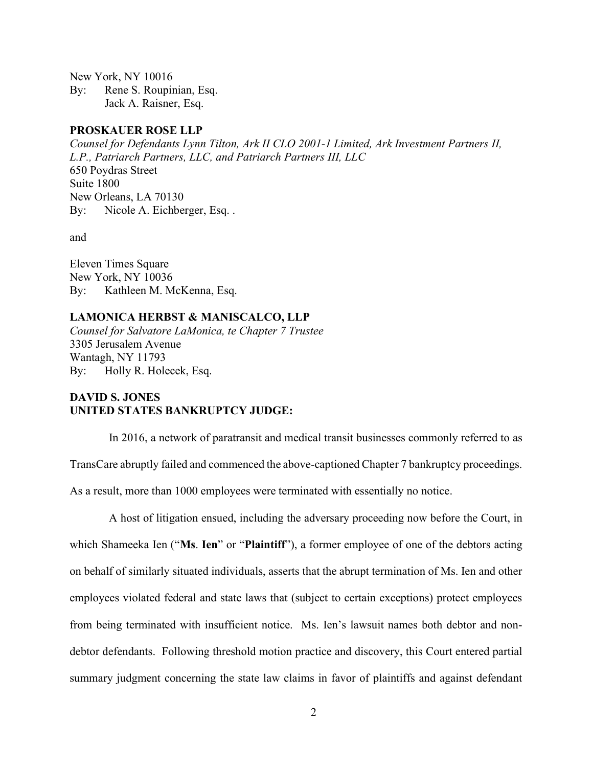New York, NY 10016
By: Rene S. Roupinian, Esq.
Jack A. Raisner, Esq.

**PROSKAUER ROSE LLP**
*Counsel for Defendants Lynn Tilton, Ark II CLO 2001-1 Limited, Ark Investment Partners II, L.P., Patriarch Partners, LLC, and Patriarch Partners III, LLC*
650 Poydras Street
Suite 1800
New Orleans, LA 70130
By: Nicole A. Eichberger, Esq. .

and

Eleven Times Square
New York, NY 10036
By: Kathleen M. McKenna, Esq.

**LAMONICA HERBST & MANISCALCO, LLP**
*Counsel for Salvatore LaMonica, te Chapter 7 Trustee*
3305 Jerusalem Avenue
Wantagh, NY 11793
By: Holly R. Holecek, Esq.

**DAVID S. JONES**
**UNITED STATES BANKRUPTCY JUDGE:**

In 2016, a network of paratransit and medical transit businesses commonly referred to as TransCare abruptly failed and commenced the above-captioned Chapter 7 bankruptcy proceedings. As a result, more than 1000 employees were terminated with essentially no notice.

A host of litigation ensued, including the adversary proceeding now before the Court, in which Shameeka Ien ("**Ms**. **Ien**" or "**Plaintiff**"), a former employee of one of the debtors acting on behalf of similarly situated individuals, asserts that the abrupt termination of Ms. Ien and other employees violated federal and state laws that (subject to certain exceptions) protect employees from being terminated with insufficient notice. Ms. Ien's lawsuit names both debtor and non-debtor defendants. Following threshold motion practice and discovery, this Court entered partial summary judgment concerning the state law claims in favor of plaintiffs and against defendant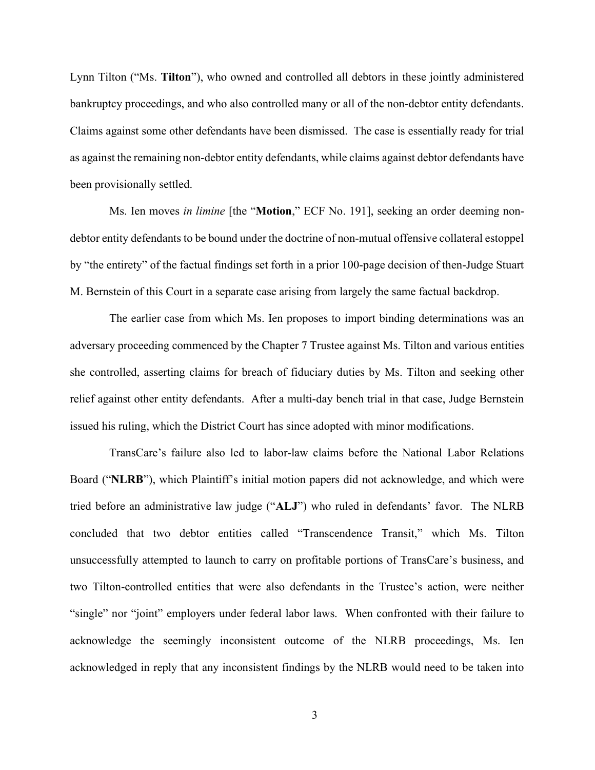Lynn Tilton ("Ms. **Tilton**"), who owned and controlled all debtors in these jointly administered bankruptcy proceedings, and who also controlled many or all of the non-debtor entity defendants. Claims against some other defendants have been dismissed. The case is essentially ready for trial as against the remaining non-debtor entity defendants, while claims against debtor defendants have been provisionally settled.

Ms. Ien moves *in limine* [the "**Motion**," ECF No. 191], seeking an order deeming non-debtor entity defendants to be bound under the doctrine of non-mutual offensive collateral estoppel by "the entirety" of the factual findings set forth in a prior 100-page decision of then-Judge Stuart M. Bernstein of this Court in a separate case arising from largely the same factual backdrop.

The earlier case from which Ms. Ien proposes to import binding determinations was an adversary proceeding commenced by the Chapter 7 Trustee against Ms. Tilton and various entities she controlled, asserting claims for breach of fiduciary duties by Ms. Tilton and seeking other relief against other entity defendants. After a multi-day bench trial in that case, Judge Bernstein issued his ruling, which the District Court has since adopted with minor modifications.

TransCare's failure also led to labor-law claims before the National Labor Relations Board ("**NLRB**"), which Plaintiff's initial motion papers did not acknowledge, and which were tried before an administrative law judge ("**ALJ**") who ruled in defendants' favor. The NLRB concluded that two debtor entities called "Transcendence Transit," which Ms. Tilton unsuccessfully attempted to launch to carry on profitable portions of TransCare's business, and two Tilton-controlled entities that were also defendants in the Trustee's action, were neither "single" nor "joint" employers under federal labor laws. When confronted with their failure to acknowledge the seemingly inconsistent outcome of the NLRB proceedings, Ms. Ien acknowledged in reply that any inconsistent findings by the NLRB would need to be taken into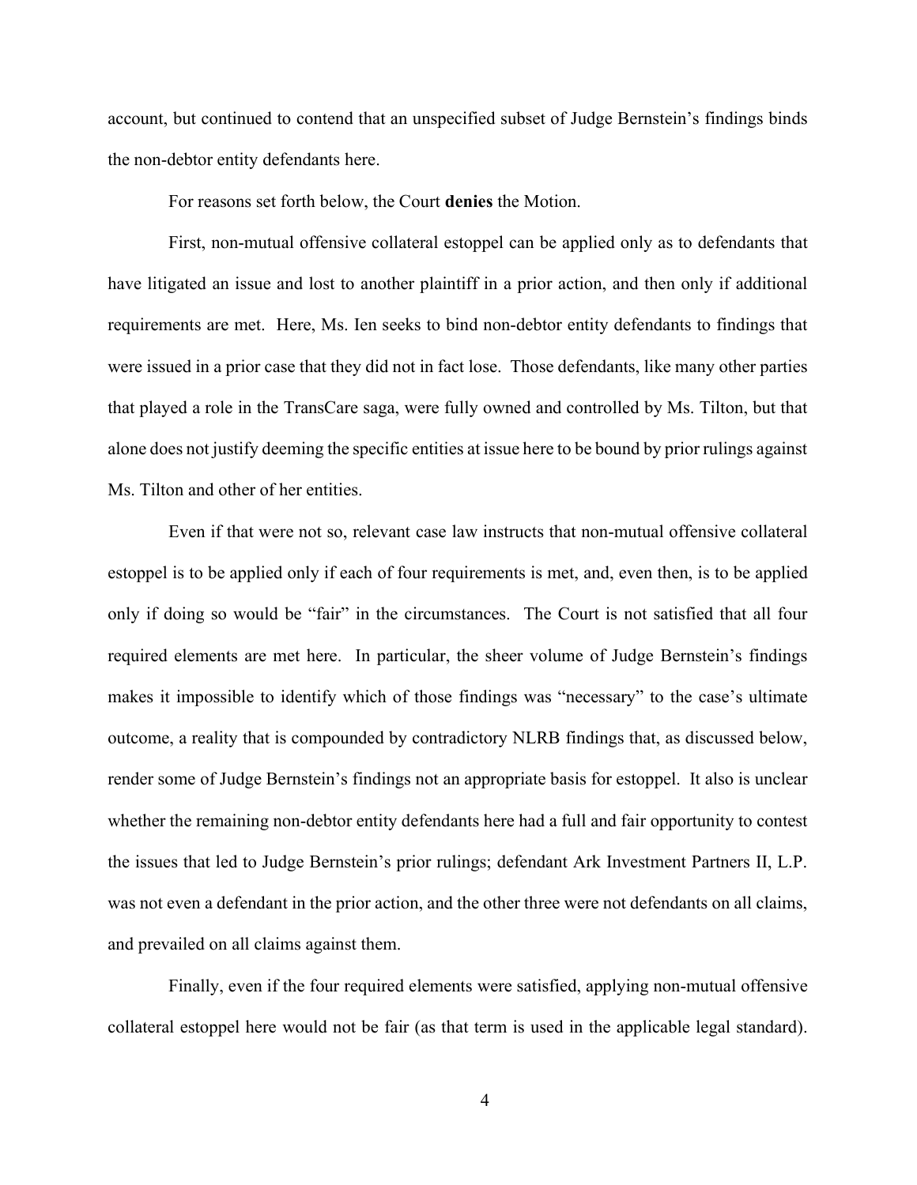account, but continued to contend that an unspecified subset of Judge Bernstein's findings binds the non-debtor entity defendants here.

For reasons set forth below, the Court **denies** the Motion.

First, non-mutual offensive collateral estoppel can be applied only as to defendants that have litigated an issue and lost to another plaintiff in a prior action, and then only if additional requirements are met. Here, Ms. Ien seeks to bind non-debtor entity defendants to findings that were issued in a prior case that they did not in fact lose. Those defendants, like many other parties that played a role in the TransCare saga, were fully owned and controlled by Ms. Tilton, but that alone does not justify deeming the specific entities at issue here to be bound by prior rulings against Ms. Tilton and other of her entities.

Even if that were not so, relevant case law instructs that non-mutual offensive collateral estoppel is to be applied only if each of four requirements is met, and, even then, is to be applied only if doing so would be "fair" in the circumstances. The Court is not satisfied that all four required elements are met here. In particular, the sheer volume of Judge Bernstein's findings makes it impossible to identify which of those findings was "necessary" to the case's ultimate outcome, a reality that is compounded by contradictory NLRB findings that, as discussed below, render some of Judge Bernstein's findings not an appropriate basis for estoppel. It also is unclear whether the remaining non-debtor entity defendants here had a full and fair opportunity to contest the issues that led to Judge Bernstein's prior rulings; defendant Ark Investment Partners II, L.P. was not even a defendant in the prior action, and the other three were not defendants on all claims, and prevailed on all claims against them.

Finally, even if the four required elements were satisfied, applying non-mutual offensive collateral estoppel here would not be fair (as that term is used in the applicable legal standard).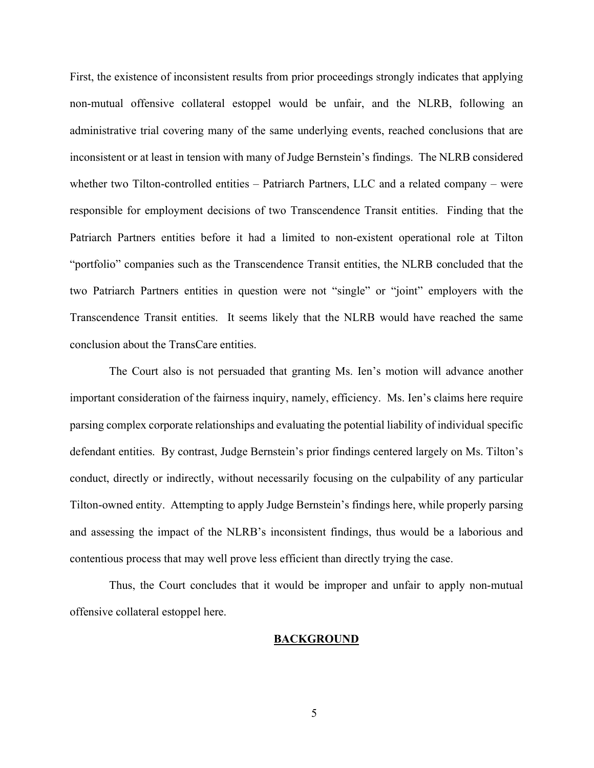First, the existence of inconsistent results from prior proceedings strongly indicates that applying non-mutual offensive collateral estoppel would be unfair, and the NLRB, following an administrative trial covering many of the same underlying events, reached conclusions that are inconsistent or at least in tension with many of Judge Bernstein's findings. The NLRB considered whether two Tilton-controlled entities – Patriarch Partners, LLC and a related company – were responsible for employment decisions of two Transcendence Transit entities. Finding that the Patriarch Partners entities before it had a limited to non-existent operational role at Tilton "portfolio" companies such as the Transcendence Transit entities, the NLRB concluded that the two Patriarch Partners entities in question were not "single" or "joint" employers with the Transcendence Transit entities. It seems likely that the NLRB would have reached the same conclusion about the TransCare entities.

The Court also is not persuaded that granting Ms. Ien's motion will advance another important consideration of the fairness inquiry, namely, efficiency. Ms. Ien's claims here require parsing complex corporate relationships and evaluating the potential liability of individual specific defendant entities. By contrast, Judge Bernstein's prior findings centered largely on Ms. Tilton's conduct, directly or indirectly, without necessarily focusing on the culpability of any particular Tilton-owned entity. Attempting to apply Judge Bernstein's findings here, while properly parsing and assessing the impact of the NLRB's inconsistent findings, thus would be a laborious and contentious process that may well prove less efficient than directly trying the case.

Thus, the Court concludes that it would be improper and unfair to apply non-mutual offensive collateral estoppel here.

## BACKGROUND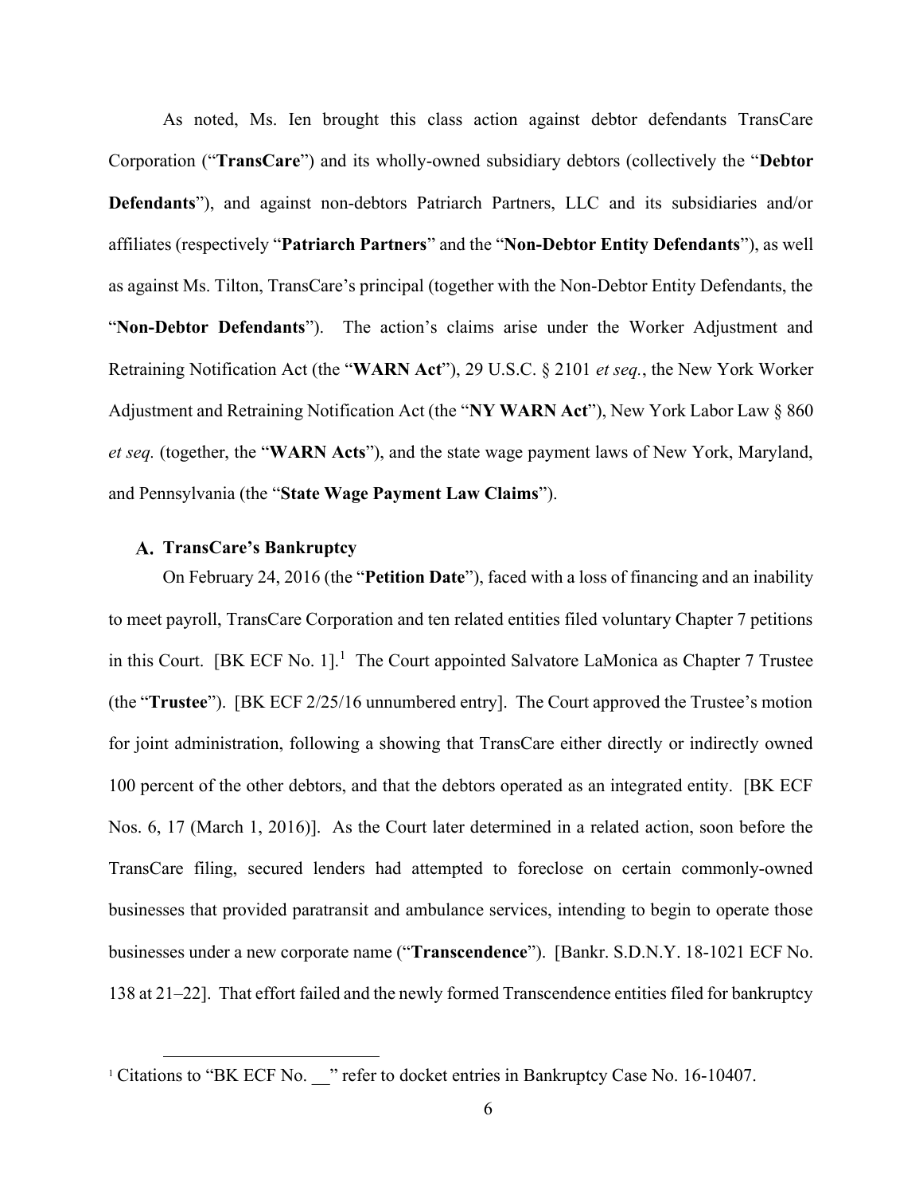As noted, Ms. Ien brought this class action against debtor defendants TransCare Corporation ("**TransCare**") and its wholly-owned subsidiary debtors (collectively the "**Debtor Defendants**"), and against non-debtors Patriarch Partners, LLC and its subsidiaries and/or affiliates (respectively "**Patriarch Partners**" and the "**Non-Debtor Entity Defendants**"), as well as against Ms. Tilton, TransCare's principal (together with the Non-Debtor Entity Defendants, the "**Non-Debtor Defendants**"). The action's claims arise under the Worker Adjustment and Retraining Notification Act (the "**WARN Act**"), 29 U.S.C. § 2101 *et seq.*, the New York Worker Adjustment and Retraining Notification Act (the "**NY WARN Act**"), New York Labor Law § 860 *et seq.* (together, the "**WARN Acts**"), and the state wage payment laws of New York, Maryland, and Pennsylvania (the "**State Wage Payment Law Claims**").

### A. TransCare's Bankruptcy

On February 24, 2016 (the "**Petition Date**"), faced with a loss of financing and an inability to meet payroll, TransCare Corporation and ten related entities filed voluntary Chapter 7 petitions in this Court. [BK ECF No. 1].[1] The Court appointed Salvatore LaMonica as Chapter 7 Trustee (the "**Trustee**"). [BK ECF 2/25/16 unnumbered entry]. The Court approved the Trustee's motion for joint administration, following a showing that TransCare either directly or indirectly owned 100 percent of the other debtors, and that the debtors operated as an integrated entity. [BK ECF Nos. 6, 17 (March 1, 2016)]. As the Court later determined in a related action, soon before the TransCare filing, secured lenders had attempted to foreclose on certain commonly-owned businesses that provided paratransit and ambulance services, intending to begin to operate those businesses under a new corporate name ("**Transcendence**"). [Bankr. S.D.N.Y. 18-1021 ECF No. 138 at 21–22]. That effort failed and the newly formed Transcendence entities filed for bankruptcy

[1] Citations to "BK ECF No. __" refer to docket entries in Bankruptcy Case No. 16-10407.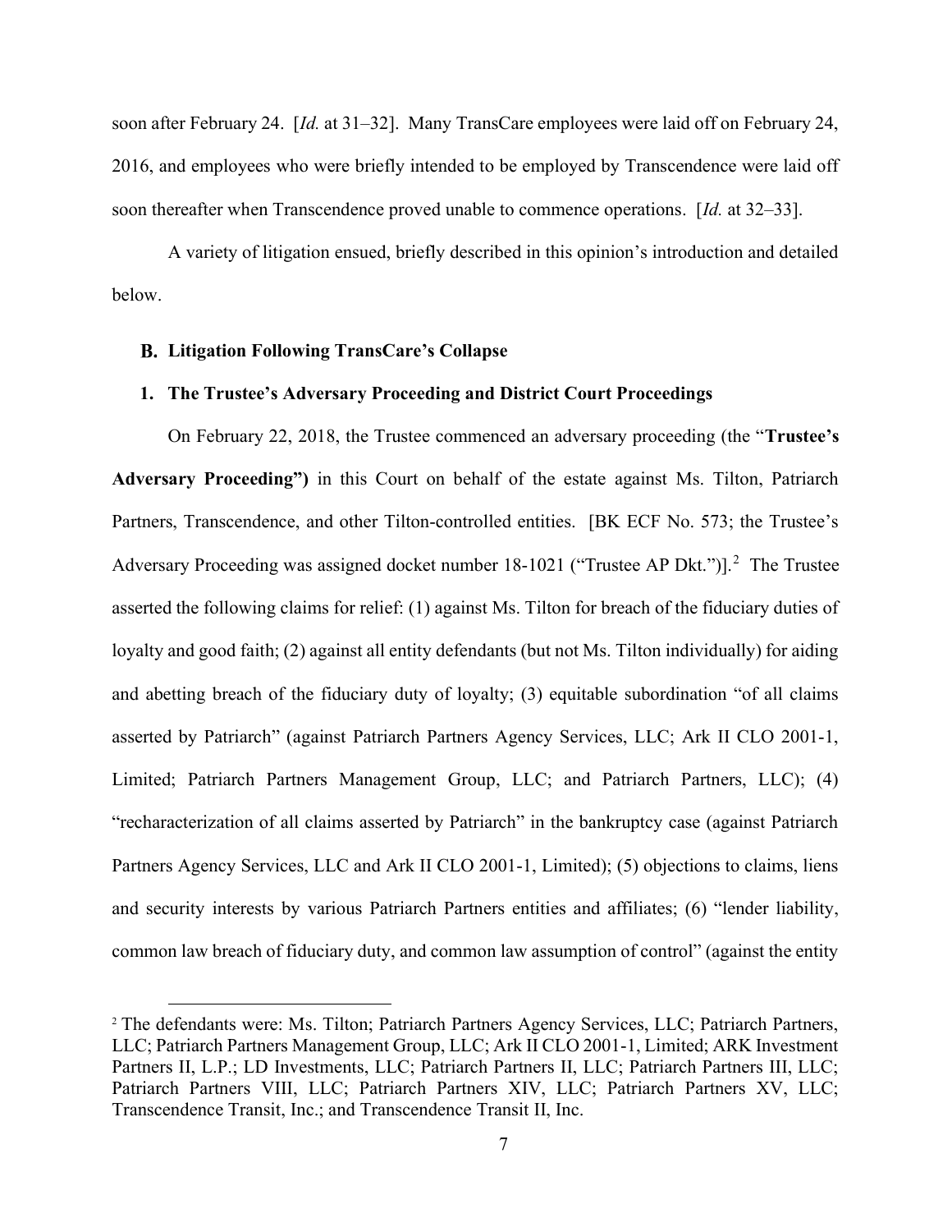soon after February 24. [*Id.* at 31–32]. Many TransCare employees were laid off on February 24, 2016, and employees who were briefly intended to be employed by Transcendence were laid off soon thereafter when Transcendence proved unable to commence operations. [*Id.* at 32–33].

A variety of litigation ensued, briefly described in this opinion's introduction and detailed below.

### B. Litigation Following TransCare's Collapse

#### 1. The Trustee's Adversary Proceeding and District Court Proceedings

On February 22, 2018, the Trustee commenced an adversary proceeding (the "**Trustee's Adversary Proceeding")** in this Court on behalf of the estate against Ms. Tilton, Patriarch Partners, Transcendence, and other Tilton-controlled entities. [BK ECF No. 573; the Trustee's Adversary Proceeding was assigned docket number 18-1021 ("Trustee AP Dkt.")].[2] The Trustee asserted the following claims for relief: (1) against Ms. Tilton for breach of the fiduciary duties of loyalty and good faith; (2) against all entity defendants (but not Ms. Tilton individually) for aiding and abetting breach of the fiduciary duty of loyalty; (3) equitable subordination "of all claims asserted by Patriarch" (against Patriarch Partners Agency Services, LLC; Ark II CLO 2001-1, Limited; Patriarch Partners Management Group, LLC; and Patriarch Partners, LLC); (4) "recharacterization of all claims asserted by Patriarch" in the bankruptcy case (against Patriarch Partners Agency Services, LLC and Ark II CLO 2001-1, Limited); (5) objections to claims, liens and security interests by various Patriarch Partners entities and affiliates; (6) "lender liability, common law breach of fiduciary duty, and common law assumption of control" (against the entity

[2] The defendants were: Ms. Tilton; Patriarch Partners Agency Services, LLC; Patriarch Partners, LLC; Patriarch Partners Management Group, LLC; Ark II CLO 2001-1, Limited; ARK Investment Partners II, L.P.; LD Investments, LLC; Patriarch Partners II, LLC; Patriarch Partners III, LLC; Patriarch Partners VIII, LLC; Patriarch Partners XIV, LLC; Patriarch Partners XV, LLC; Transcendence Transit, Inc.; and Transcendence Transit II, Inc.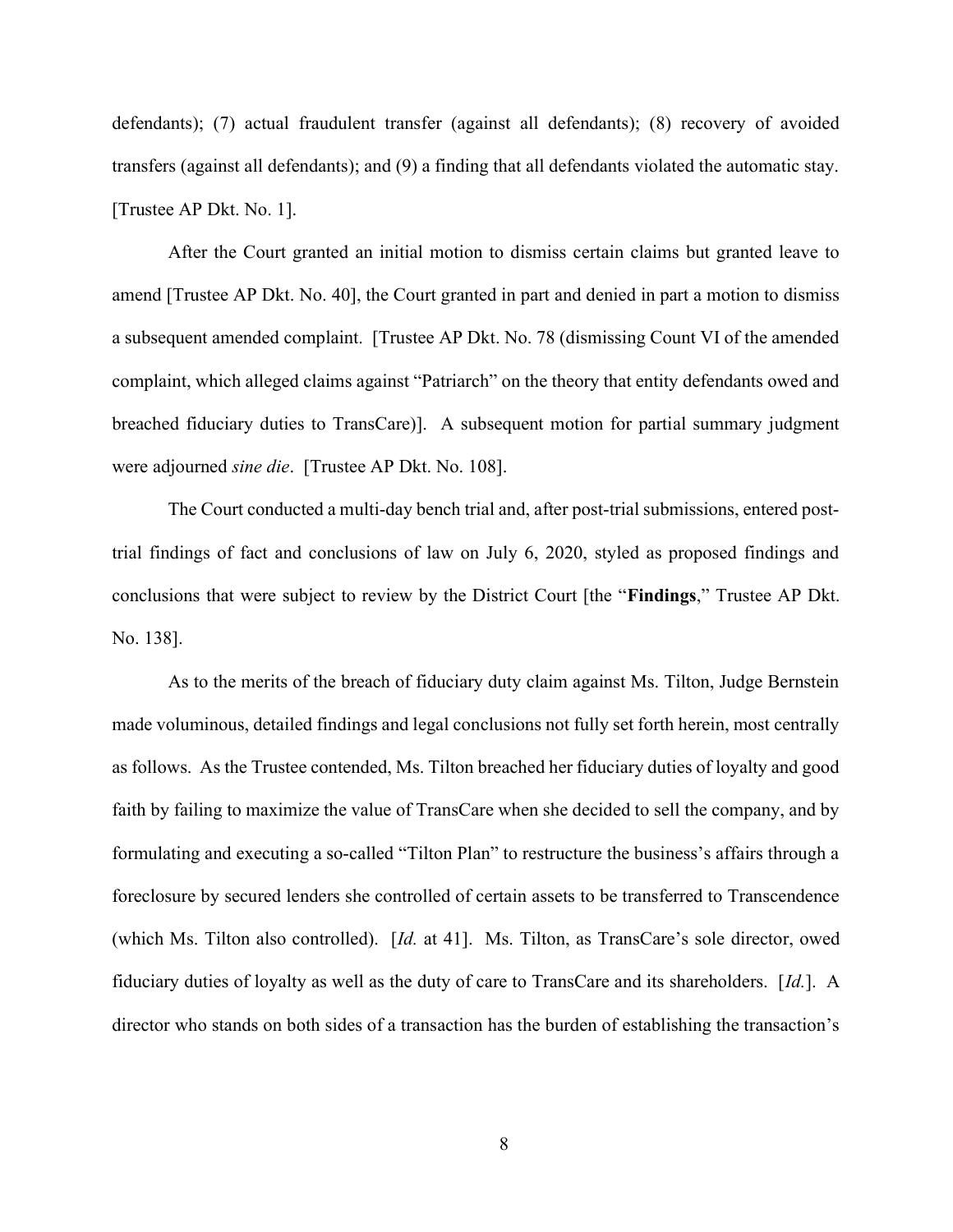defendants); (7) actual fraudulent transfer (against all defendants); (8) recovery of avoided transfers (against all defendants); and (9) a finding that all defendants violated the automatic stay. [Trustee AP Dkt. No. 1].

After the Court granted an initial motion to dismiss certain claims but granted leave to amend [Trustee AP Dkt. No. 40], the Court granted in part and denied in part a motion to dismiss a subsequent amended complaint. [Trustee AP Dkt. No. 78 (dismissing Count VI of the amended complaint, which alleged claims against "Patriarch" on the theory that entity defendants owed and breached fiduciary duties to TransCare)]. A subsequent motion for partial summary judgment were adjourned *sine die*. [Trustee AP Dkt. No. 108].

The Court conducted a multi-day bench trial and, after post-trial submissions, entered post-trial findings of fact and conclusions of law on July 6, 2020, styled as proposed findings and conclusions that were subject to review by the District Court [the "**Findings**," Trustee AP Dkt. No. 138].

As to the merits of the breach of fiduciary duty claim against Ms. Tilton, Judge Bernstein made voluminous, detailed findings and legal conclusions not fully set forth herein, most centrally as follows. As the Trustee contended, Ms. Tilton breached her fiduciary duties of loyalty and good faith by failing to maximize the value of TransCare when she decided to sell the company, and by formulating and executing a so-called "Tilton Plan" to restructure the business's affairs through a foreclosure by secured lenders she controlled of certain assets to be transferred to Transcendence (which Ms. Tilton also controlled). [*Id.* at 41]. Ms. Tilton, as TransCare's sole director, owed fiduciary duties of loyalty as well as the duty of care to TransCare and its shareholders. [*Id.*]. A director who stands on both sides of a transaction has the burden of establishing the transaction's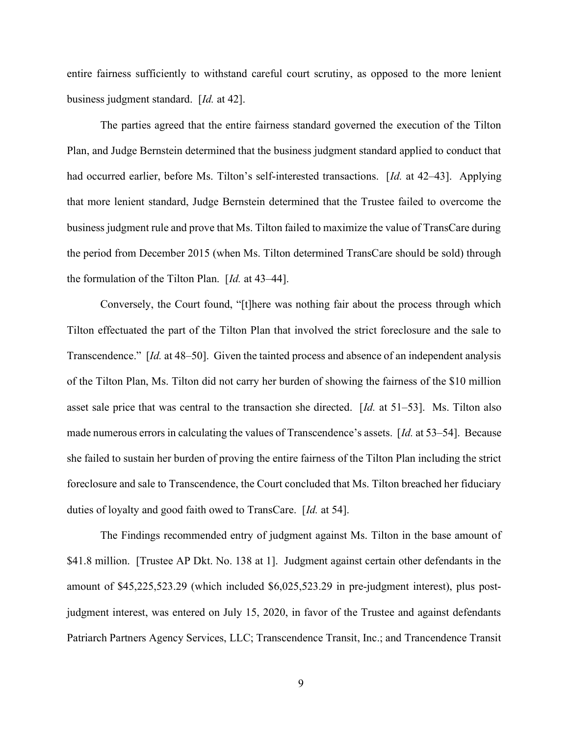entire fairness sufficiently to withstand careful court scrutiny, as opposed to the more lenient business judgment standard. [*Id.* at 42].

The parties agreed that the entire fairness standard governed the execution of the Tilton Plan, and Judge Bernstein determined that the business judgment standard applied to conduct that had occurred earlier, before Ms. Tilton's self-interested transactions. [*Id.* at 42–43]. Applying that more lenient standard, Judge Bernstein determined that the Trustee failed to overcome the business judgment rule and prove that Ms. Tilton failed to maximize the value of TransCare during the period from December 2015 (when Ms. Tilton determined TransCare should be sold) through the formulation of the Tilton Plan. [*Id.* at 43–44].

Conversely, the Court found, "[t]here was nothing fair about the process through which Tilton effectuated the part of the Tilton Plan that involved the strict foreclosure and the sale to Transcendence." [*Id.* at 48–50]. Given the tainted process and absence of an independent analysis of the Tilton Plan, Ms. Tilton did not carry her burden of showing the fairness of the $10 million asset sale price that was central to the transaction she directed. [*Id.* at 51–53]. Ms. Tilton also made numerous errors in calculating the values of Transcendence's assets. [*Id.* at 53–54]. Because she failed to sustain her burden of proving the entire fairness of the Tilton Plan including the strict foreclosure and sale to Transcendence, the Court concluded that Ms. Tilton breached her fiduciary duties of loyalty and good faith owed to TransCare. [*Id.* at 54].

The Findings recommended entry of judgment against Ms. Tilton in the base amount of $41.8 million. [Trustee AP Dkt. No. 138 at 1]. Judgment against certain other defendants in the amount of $45,225,523.29 (which included $6,025,523.29 in pre-judgment interest), plus post-judgment interest, was entered on July 15, 2020, in favor of the Trustee and against defendants Patriarch Partners Agency Services, LLC; Transcendence Transit, Inc.; and Trancendence Transit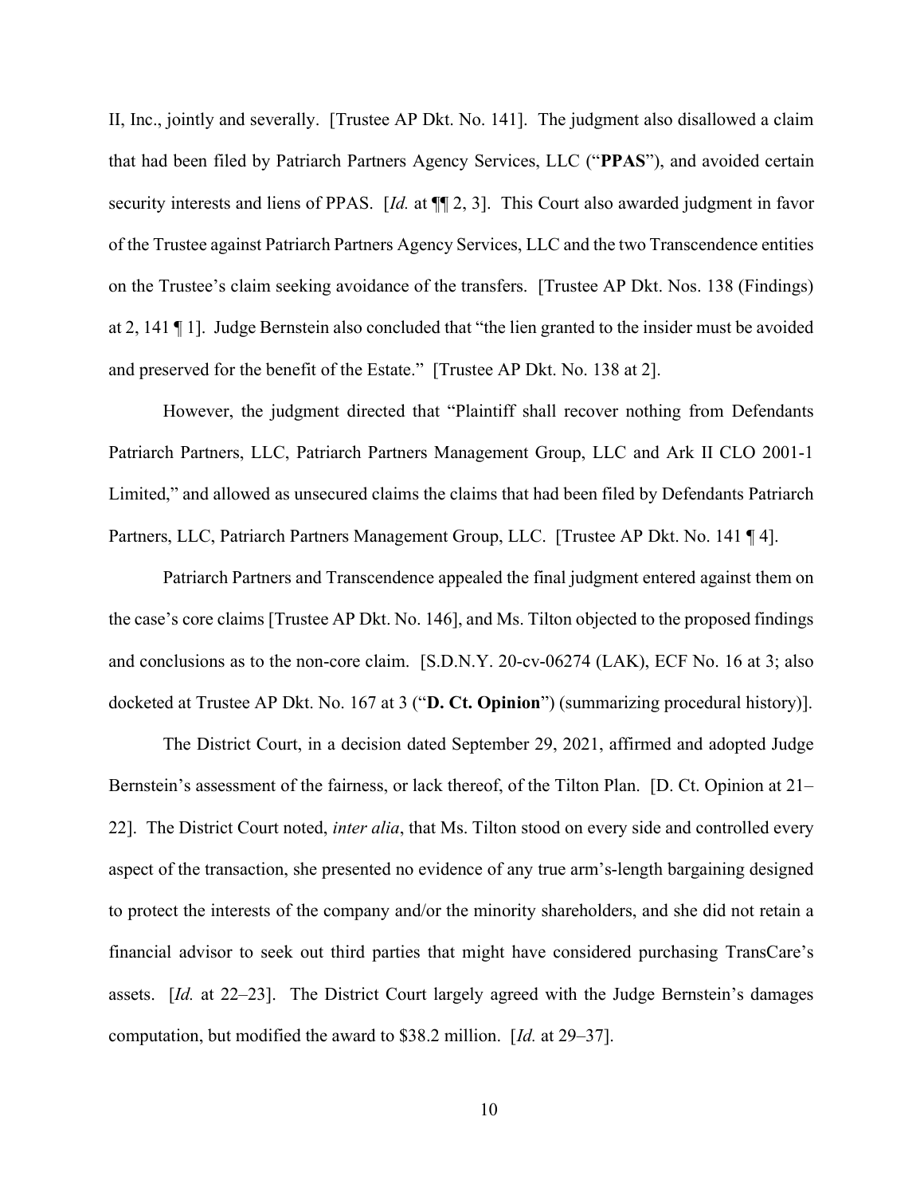II, Inc., jointly and severally. [Trustee AP Dkt. No. 141]. The judgment also disallowed a claim that had been filed by Patriarch Partners Agency Services, LLC ("**PPAS**"), and avoided certain security interests and liens of PPAS. [*Id.* at ¶¶ 2, 3]. This Court also awarded judgment in favor of the Trustee against Patriarch Partners Agency Services, LLC and the two Transcendence entities on the Trustee's claim seeking avoidance of the transfers. [Trustee AP Dkt. Nos. 138 (Findings) at 2, 141 ¶ 1]. Judge Bernstein also concluded that "the lien granted to the insider must be avoided and preserved for the benefit of the Estate." [Trustee AP Dkt. No. 138 at 2].

However, the judgment directed that "Plaintiff shall recover nothing from Defendants Patriarch Partners, LLC, Patriarch Partners Management Group, LLC and Ark II CLO 2001-1 Limited," and allowed as unsecured claims the claims that had been filed by Defendants Patriarch Partners, LLC, Patriarch Partners Management Group, LLC. [Trustee AP Dkt. No. 141 ¶ 4].

Patriarch Partners and Transcendence appealed the final judgment entered against them on the case's core claims [Trustee AP Dkt. No. 146], and Ms. Tilton objected to the proposed findings and conclusions as to the non-core claim. [S.D.N.Y. 20-cv-06274 (LAK), ECF No. 16 at 3; also docketed at Trustee AP Dkt. No. 167 at 3 ("**D. Ct. Opinion**") (summarizing procedural history)].

The District Court, in a decision dated September 29, 2021, affirmed and adopted Judge Bernstein's assessment of the fairness, or lack thereof, of the Tilton Plan. [D. Ct. Opinion at 21–22]. The District Court noted, *inter alia*, that Ms. Tilton stood on every side and controlled every aspect of the transaction, she presented no evidence of any true arm's-length bargaining designed to protect the interests of the company and/or the minority shareholders, and she did not retain a financial advisor to seek out third parties that might have considered purchasing TransCare's assets. [*Id.* at 22–23]. The District Court largely agreed with the Judge Bernstein's damages computation, but modified the award to $38.2 million. [*Id.* at 29–37].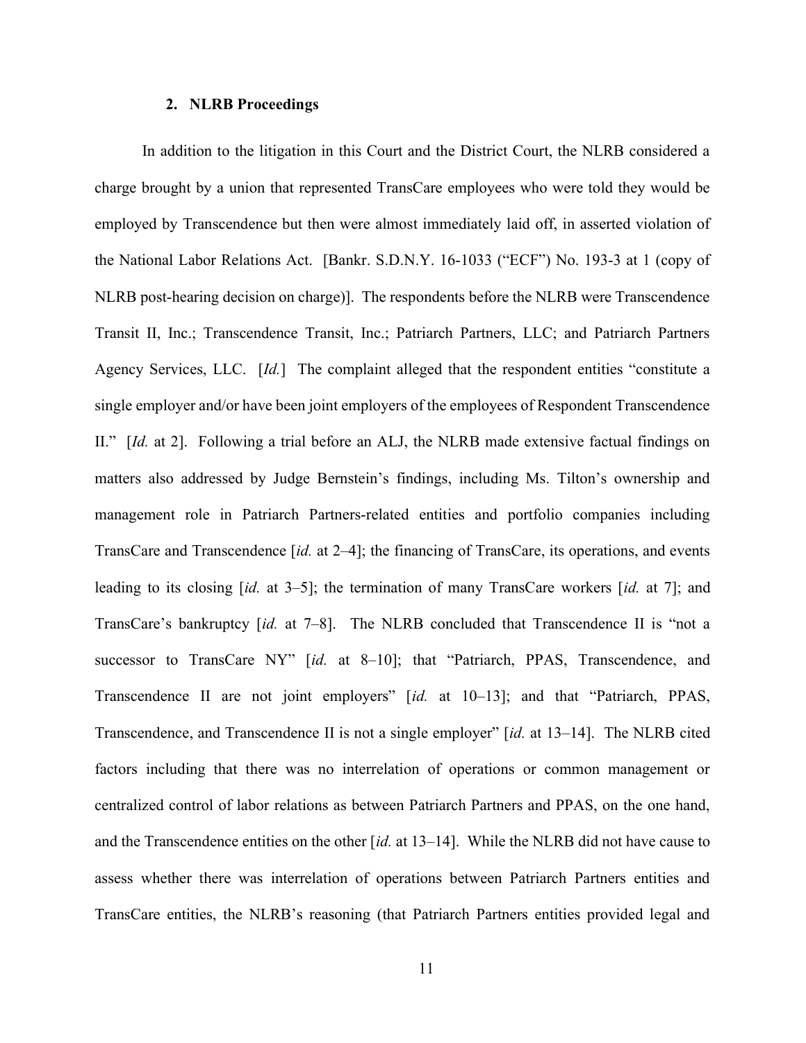### 2. NLRB Proceedings

In addition to the litigation in this Court and the District Court, the NLRB considered a charge brought by a union that represented TransCare employees who were told they would be employed by Transcendence but then were almost immediately laid off, in asserted violation of the National Labor Relations Act. [Bankr. S.D.N.Y. 16-1033 ("ECF") No. 193-3 at 1 (copy of NLRB post-hearing decision on charge)]. The respondents before the NLRB were Transcendence Transit II, Inc.; Transcendence Transit, Inc.; Patriarch Partners, LLC; and Patriarch Partners Agency Services, LLC. [*Id.*] The complaint alleged that the respondent entities "constitute a single employer and/or have been joint employers of the employees of Respondent Transcendence II." [*Id.* at 2]. Following a trial before an ALJ, the NLRB made extensive factual findings on matters also addressed by Judge Bernstein's findings, including Ms. Tilton's ownership and management role in Patriarch Partners-related entities and portfolio companies including TransCare and Transcendence [*id.* at 2–4]; the financing of TransCare, its operations, and events leading to its closing [*id.* at 3–5]; the termination of many TransCare workers [*id.* at 7]; and TransCare's bankruptcy [*id.* at 7–8]. The NLRB concluded that Transcendence II is "not a successor to TransCare NY" [*id.* at 8–10]; that "Patriarch, PPAS, Transcendence, and Transcendence II are not joint employers" [*id.* at 10–13]; and that "Patriarch, PPAS, Transcendence, and Transcendence II is not a single employer" [*id.* at 13–14]. The NLRB cited factors including that there was no interrelation of operations or common management or centralized control of labor relations as between Patriarch Partners and PPAS, on the one hand, and the Transcendence entities on the other [*id.* at 13–14]. While the NLRB did not have cause to assess whether there was interrelation of operations between Patriarch Partners entities and TransCare entities, the NLRB's reasoning (that Patriarch Partners entities provided legal and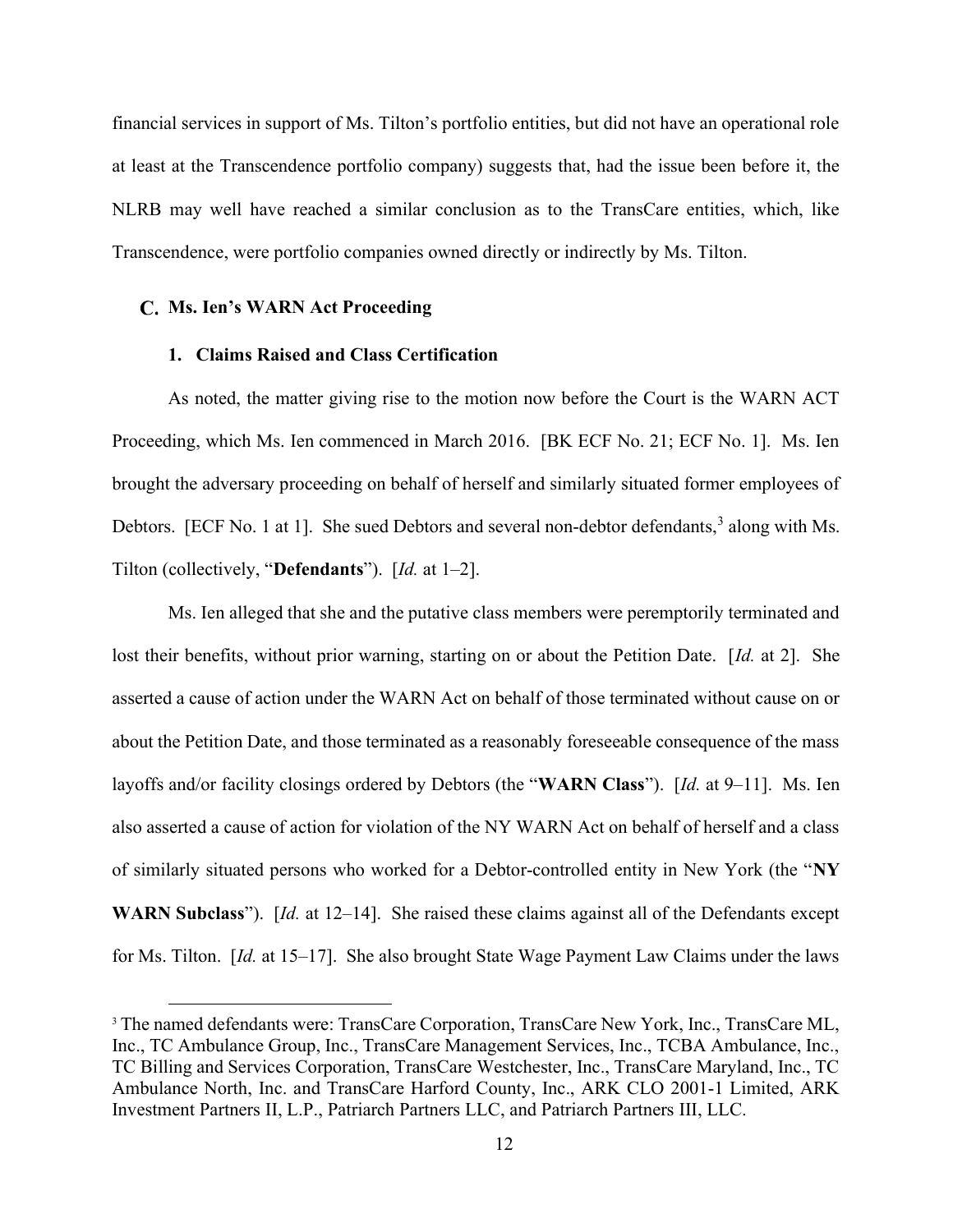financial services in support of Ms. Tilton's portfolio entities, but did not have an operational role at least at the Transcendence portfolio company) suggests that, had the issue been before it, the NLRB may well have reached a similar conclusion as to the TransCare entities, which, like Transcendence, were portfolio companies owned directly or indirectly by Ms. Tilton.

### C. Ms. Ien's WARN Act Proceeding

#### 1. Claims Raised and Class Certification

As noted, the matter giving rise to the motion now before the Court is the WARN ACT Proceeding, which Ms. Ien commenced in March 2016. [BK ECF No. 21; ECF No. 1]. Ms. Ien brought the adversary proceeding on behalf of herself and similarly situated former employees of Debtors. [ECF No. 1 at 1]. She sued Debtors and several non-debtor defendants,[3] along with Ms. Tilton (collectively, "**Defendants**"). [*Id.* at 1–2].

Ms. Ien alleged that she and the putative class members were peremptorily terminated and lost their benefits, without prior warning, starting on or about the Petition Date. [*Id.* at 2]. She asserted a cause of action under the WARN Act on behalf of those terminated without cause on or about the Petition Date, and those terminated as a reasonably foreseeable consequence of the mass layoffs and/or facility closings ordered by Debtors (the "**WARN Class**"). [*Id.* at 9–11]. Ms. Ien also asserted a cause of action for violation of the NY WARN Act on behalf of herself and a class of similarly situated persons who worked for a Debtor-controlled entity in New York (the "**NY WARN Subclass**"). [*Id.* at 12–14]. She raised these claims against all of the Defendants except for Ms. Tilton. [*Id.* at 15–17]. She also brought State Wage Payment Law Claims under the laws

[3] The named defendants were: TransCare Corporation, TransCare New York, Inc., TransCare ML, Inc., TC Ambulance Group, Inc., TransCare Management Services, Inc., TCBA Ambulance, Inc., TC Billing and Services Corporation, TransCare Westchester, Inc., TransCare Maryland, Inc., TC Ambulance North, Inc. and TransCare Harford County, Inc., ARK CLO 2001-1 Limited, ARK Investment Partners II, L.P., Patriarch Partners LLC, and Patriarch Partners III, LLC.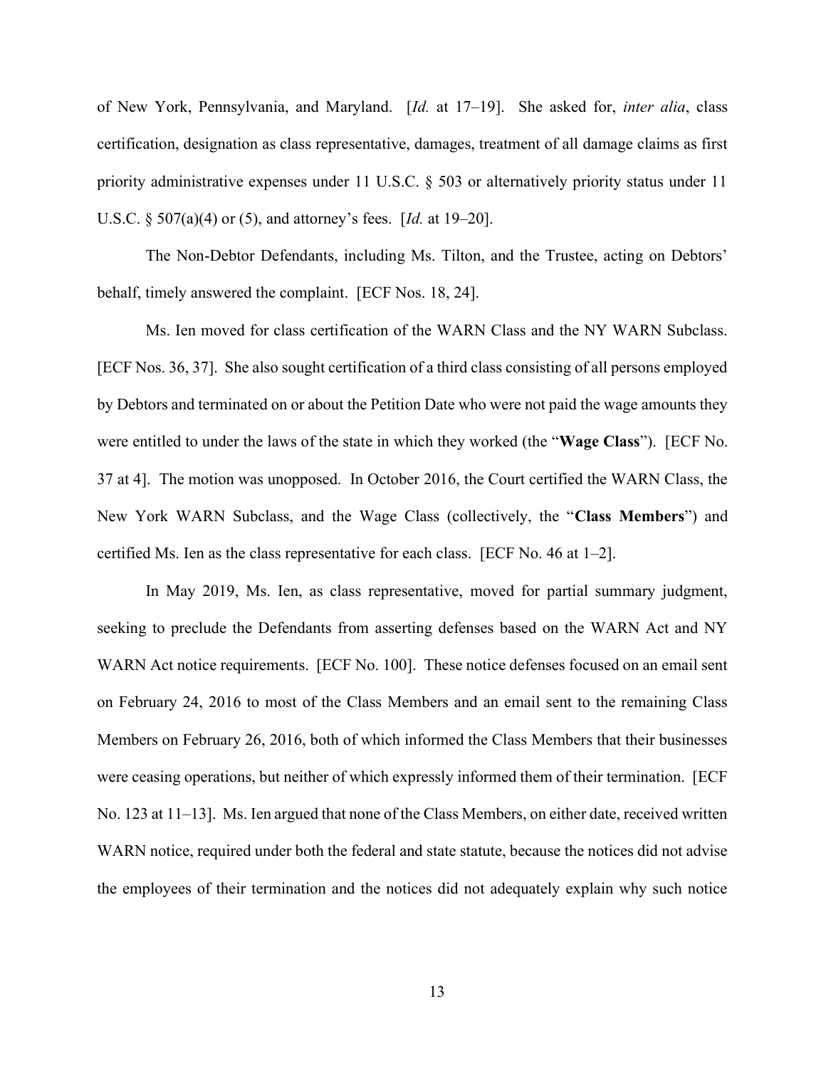of New York, Pennsylvania, and Maryland. [*Id.* at 17–19]. She asked for, *inter alia*, class certification, designation as class representative, damages, treatment of all damage claims as first priority administrative expenses under 11 U.S.C. § 503 or alternatively priority status under 11 U.S.C. § 507(a)(4) or (5), and attorney's fees. [*Id.* at 19–20].

The Non-Debtor Defendants, including Ms. Tilton, and the Trustee, acting on Debtors' behalf, timely answered the complaint. [ECF Nos. 18, 24].

Ms. Ien moved for class certification of the WARN Class and the NY WARN Subclass. [ECF Nos. 36, 37]. She also sought certification of a third class consisting of all persons employed by Debtors and terminated on or about the Petition Date who were not paid the wage amounts they were entitled to under the laws of the state in which they worked (the "**Wage Class**"). [ECF No. 37 at 4]. The motion was unopposed. In October 2016, the Court certified the WARN Class, the New York WARN Subclass, and the Wage Class (collectively, the "**Class Members**") and certified Ms. Ien as the class representative for each class. [ECF No. 46 at 1–2].

In May 2019, Ms. Ien, as class representative, moved for partial summary judgment, seeking to preclude the Defendants from asserting defenses based on the WARN Act and NY WARN Act notice requirements. [ECF No. 100]. These notice defenses focused on an email sent on February 24, 2016 to most of the Class Members and an email sent to the remaining Class Members on February 26, 2016, both of which informed the Class Members that their businesses were ceasing operations, but neither of which expressly informed them of their termination. [ECF No. 123 at 11–13]. Ms. Ien argued that none of the Class Members, on either date, received written WARN notice, required under both the federal and state statute, because the notices did not advise the employees of their termination and the notices did not adequately explain why such notice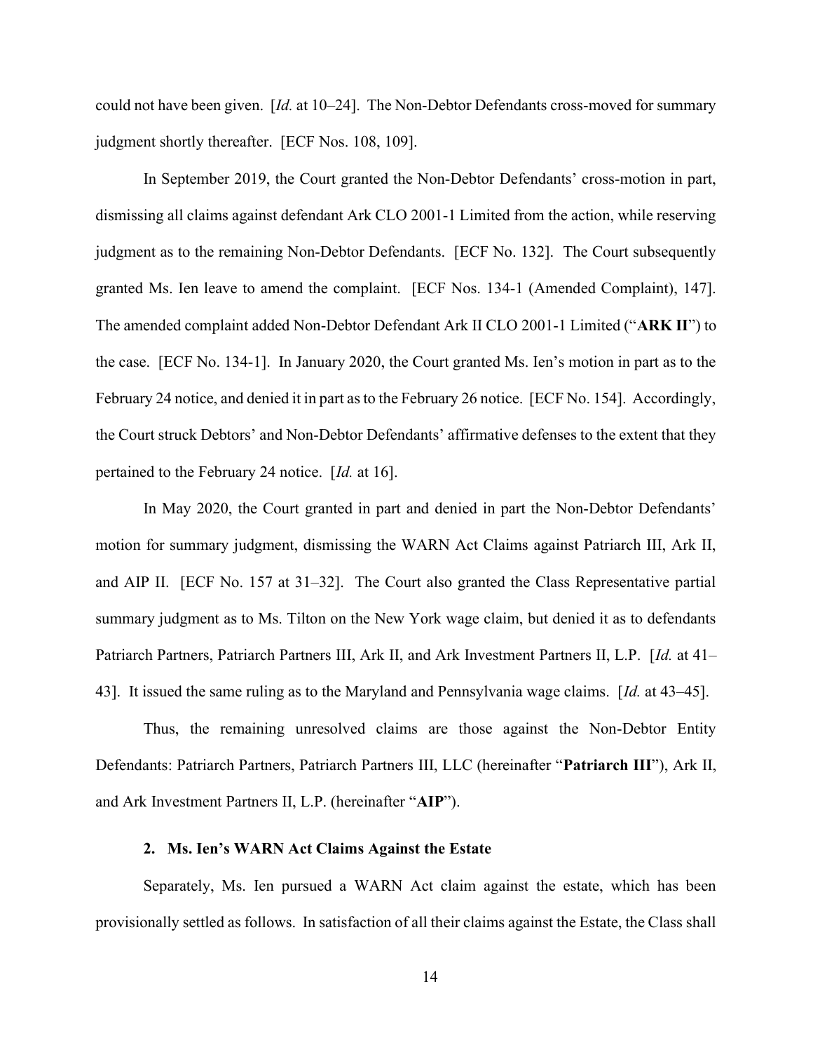could not have been given. [*Id.* at 10–24]. The Non-Debtor Defendants cross-moved for summary judgment shortly thereafter. [ECF Nos. 108, 109].

In September 2019, the Court granted the Non-Debtor Defendants' cross-motion in part, dismissing all claims against defendant Ark CLO 2001-1 Limited from the action, while reserving judgment as to the remaining Non-Debtor Defendants. [ECF No. 132]. The Court subsequently granted Ms. Ien leave to amend the complaint. [ECF Nos. 134-1 (Amended Complaint), 147]. The amended complaint added Non-Debtor Defendant Ark II CLO 2001-1 Limited ("**ARK II**") to the case. [ECF No. 134-1]. In January 2020, the Court granted Ms. Ien's motion in part as to the February 24 notice, and denied it in part as to the February 26 notice. [ECF No. 154]. Accordingly, the Court struck Debtors' and Non-Debtor Defendants' affirmative defenses to the extent that they pertained to the February 24 notice. [*Id.* at 16].

In May 2020, the Court granted in part and denied in part the Non-Debtor Defendants' motion for summary judgment, dismissing the WARN Act Claims against Patriarch III, Ark II, and AIP II. [ECF No. 157 at 31–32]. The Court also granted the Class Representative partial summary judgment as to Ms. Tilton on the New York wage claim, but denied it as to defendants Patriarch Partners, Patriarch Partners III, Ark II, and Ark Investment Partners II, L.P. [*Id.* at 41–43]. It issued the same ruling as to the Maryland and Pennsylvania wage claims. [*Id.* at 43–45].

Thus, the remaining unresolved claims are those against the Non-Debtor Entity Defendants: Patriarch Partners, Patriarch Partners III, LLC (hereinafter "**Patriarch III**"), Ark II, and Ark Investment Partners II, L.P. (hereinafter "**AIP**").

### 2. Ms. Ien's WARN Act Claims Against the Estate

Separately, Ms. Ien pursued a WARN Act claim against the estate, which has been provisionally settled as follows. In satisfaction of all their claims against the Estate, the Class shall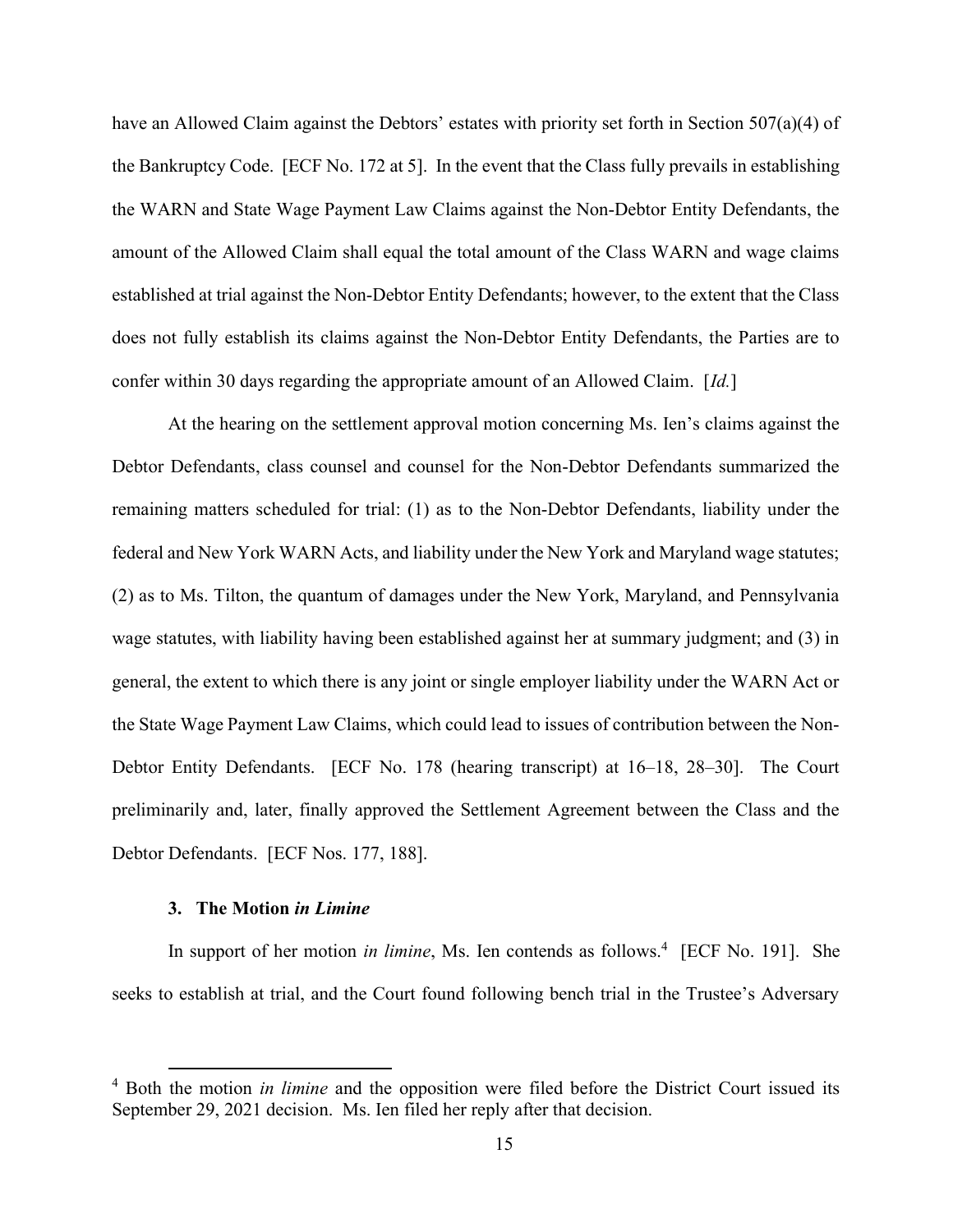have an Allowed Claim against the Debtors' estates with priority set forth in Section 507(a)(4) of the Bankruptcy Code. [ECF No. 172 at 5]. In the event that the Class fully prevails in establishing the WARN and State Wage Payment Law Claims against the Non-Debtor Entity Defendants, the amount of the Allowed Claim shall equal the total amount of the Class WARN and wage claims established at trial against the Non-Debtor Entity Defendants; however, to the extent that the Class does not fully establish its claims against the Non-Debtor Entity Defendants, the Parties are to confer within 30 days regarding the appropriate amount of an Allowed Claim. [*Id.*]

At the hearing on the settlement approval motion concerning Ms. Ien's claims against the Debtor Defendants, class counsel and counsel for the Non-Debtor Defendants summarized the remaining matters scheduled for trial: (1) as to the Non-Debtor Defendants, liability under the federal and New York WARN Acts, and liability under the New York and Maryland wage statutes; (2) as to Ms. Tilton, the quantum of damages under the New York, Maryland, and Pennsylvania wage statutes, with liability having been established against her at summary judgment; and (3) in general, the extent to which there is any joint or single employer liability under the WARN Act or the State Wage Payment Law Claims, which could lead to issues of contribution between the Non-Debtor Entity Defendants. [ECF No. 178 (hearing transcript) at 16–18, 28–30]. The Court preliminarily and, later, finally approved the Settlement Agreement between the Class and the Debtor Defendants. [ECF Nos. 177, 188].

### 3. The Motion *in Limine*

In support of her motion *in limine*, Ms. Ien contends as follows.[4] [ECF No. 191]. She seeks to establish at trial, and the Court found following bench trial in the Trustee's Adversary

[4] Both the motion *in limine* and the opposition were filed before the District Court issued its September 29, 2021 decision. Ms. Ien filed her reply after that decision.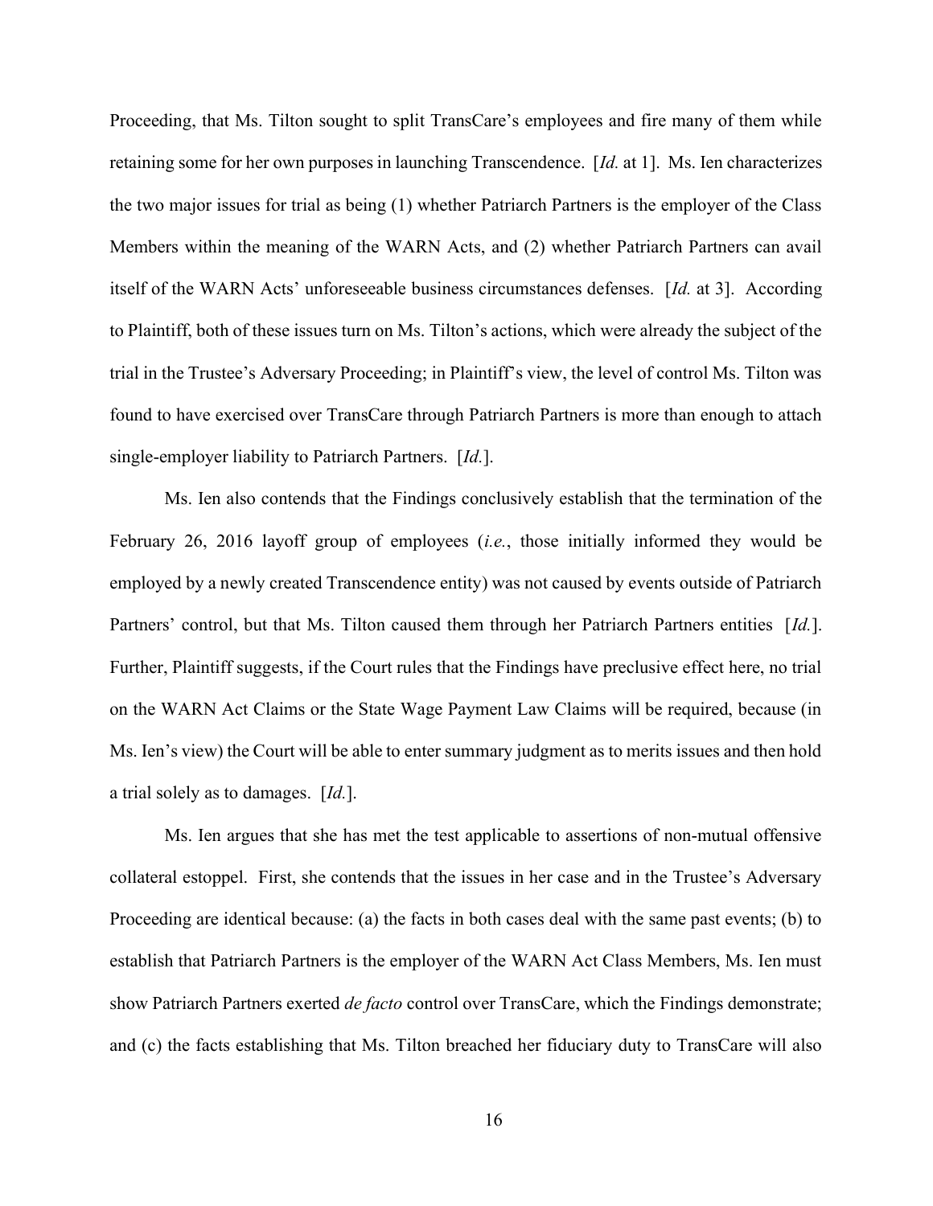Proceeding, that Ms. Tilton sought to split TransCare's employees and fire many of them while retaining some for her own purposes in launching Transcendence. [*Id.* at 1]. Ms. Ien characterizes the two major issues for trial as being (1) whether Patriarch Partners is the employer of the Class Members within the meaning of the WARN Acts, and (2) whether Patriarch Partners can avail itself of the WARN Acts' unforeseeable business circumstances defenses. [*Id.* at 3]. According to Plaintiff, both of these issues turn on Ms. Tilton's actions, which were already the subject of the trial in the Trustee's Adversary Proceeding; in Plaintiff's view, the level of control Ms. Tilton was found to have exercised over TransCare through Patriarch Partners is more than enough to attach single-employer liability to Patriarch Partners. [*Id.*].

Ms. Ien also contends that the Findings conclusively establish that the termination of the February 26, 2016 layoff group of employees (*i.e.*, those initially informed they would be employed by a newly created Transcendence entity) was not caused by events outside of Patriarch Partners' control, but that Ms. Tilton caused them through her Patriarch Partners entities [*Id.*]. Further, Plaintiff suggests, if the Court rules that the Findings have preclusive effect here, no trial on the WARN Act Claims or the State Wage Payment Law Claims will be required, because (in Ms. Ien's view) the Court will be able to enter summary judgment as to merits issues and then hold a trial solely as to damages. [*Id.*].

Ms. Ien argues that she has met the test applicable to assertions of non-mutual offensive collateral estoppel. First, she contends that the issues in her case and in the Trustee's Adversary Proceeding are identical because: (a) the facts in both cases deal with the same past events; (b) to establish that Patriarch Partners is the employer of the WARN Act Class Members, Ms. Ien must show Patriarch Partners exerted *de facto* control over TransCare, which the Findings demonstrate; and (c) the facts establishing that Ms. Tilton breached her fiduciary duty to TransCare will also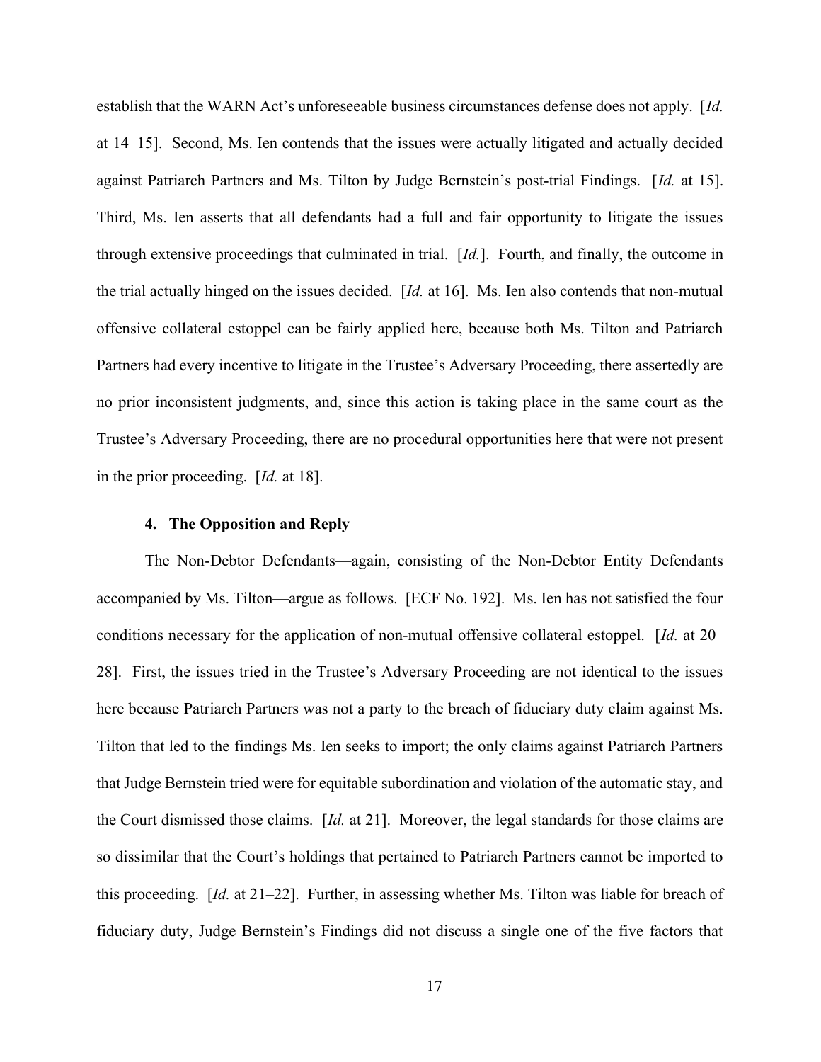establish that the WARN Act's unforeseeable business circumstances defense does not apply. [*Id.* at 14–15]. Second, Ms. Ien contends that the issues were actually litigated and actually decided against Patriarch Partners and Ms. Tilton by Judge Bernstein's post-trial Findings. [*Id.* at 15]. Third, Ms. Ien asserts that all defendants had a full and fair opportunity to litigate the issues through extensive proceedings that culminated in trial. [*Id.*]. Fourth, and finally, the outcome in the trial actually hinged on the issues decided. [*Id.* at 16]. Ms. Ien also contends that non-mutual offensive collateral estoppel can be fairly applied here, because both Ms. Tilton and Patriarch Partners had every incentive to litigate in the Trustee's Adversary Proceeding, there assertedly are no prior inconsistent judgments, and, since this action is taking place in the same court as the Trustee's Adversary Proceeding, there are no procedural opportunities here that were not present in the prior proceeding. [*Id.* at 18].

#### 4. The Opposition and Reply

The Non-Debtor Defendants—again, consisting of the Non-Debtor Entity Defendants accompanied by Ms. Tilton—argue as follows. [ECF No. 192]. Ms. Ien has not satisfied the four conditions necessary for the application of non-mutual offensive collateral estoppel. [*Id.* at 20–28]. First, the issues tried in the Trustee's Adversary Proceeding are not identical to the issues here because Patriarch Partners was not a party to the breach of fiduciary duty claim against Ms. Tilton that led to the findings Ms. Ien seeks to import; the only claims against Patriarch Partners that Judge Bernstein tried were for equitable subordination and violation of the automatic stay, and the Court dismissed those claims. [*Id.* at 21]. Moreover, the legal standards for those claims are so dissimilar that the Court's holdings that pertained to Patriarch Partners cannot be imported to this proceeding. [*Id.* at 21–22]. Further, in assessing whether Ms. Tilton was liable for breach of fiduciary duty, Judge Bernstein's Findings did not discuss a single one of the five factors that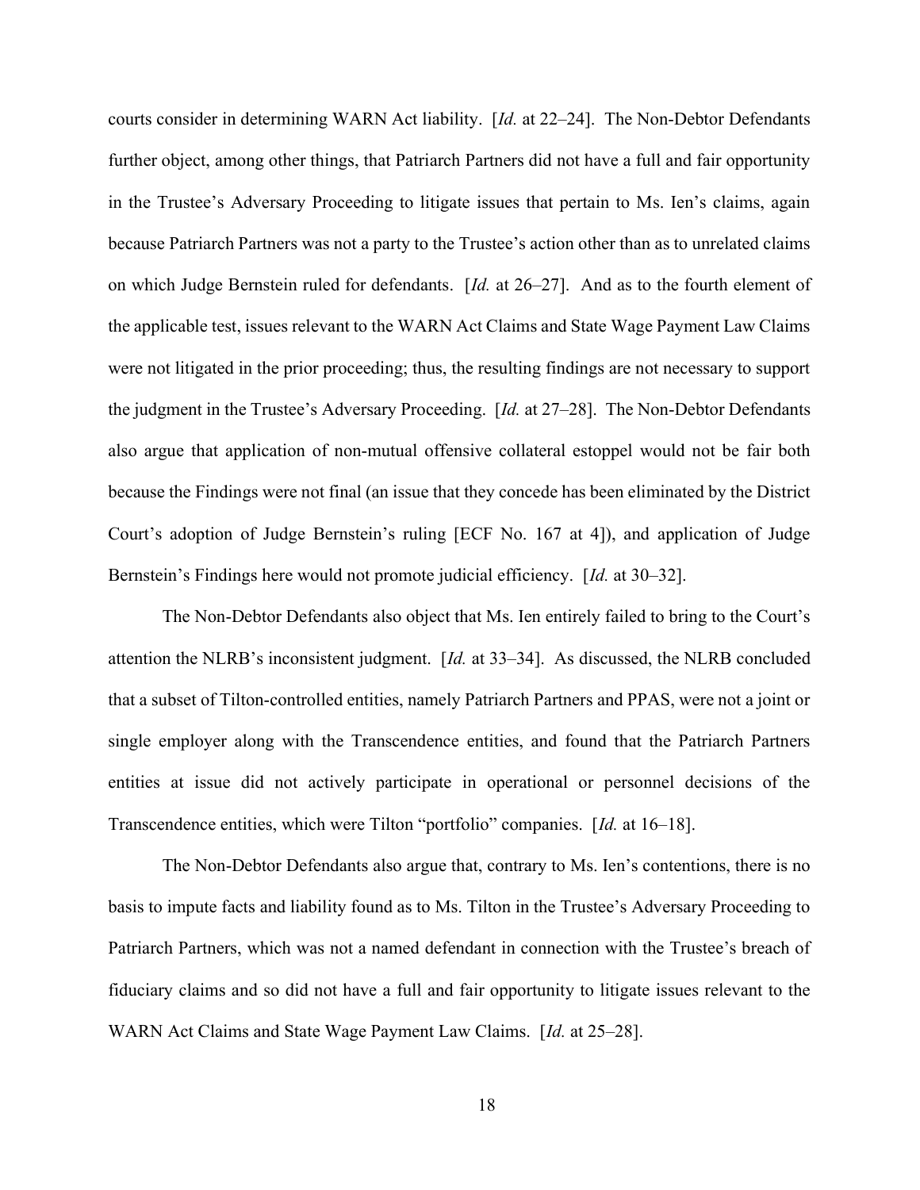courts consider in determining WARN Act liability. [*Id.* at 22–24]. The Non-Debtor Defendants further object, among other things, that Patriarch Partners did not have a full and fair opportunity in the Trustee's Adversary Proceeding to litigate issues that pertain to Ms. Ien's claims, again because Patriarch Partners was not a party to the Trustee's action other than as to unrelated claims on which Judge Bernstein ruled for defendants. [*Id.* at 26–27]. And as to the fourth element of the applicable test, issues relevant to the WARN Act Claims and State Wage Payment Law Claims were not litigated in the prior proceeding; thus, the resulting findings are not necessary to support the judgment in the Trustee's Adversary Proceeding. [*Id.* at 27–28]. The Non-Debtor Defendants also argue that application of non-mutual offensive collateral estoppel would not be fair both because the Findings were not final (an issue that they concede has been eliminated by the District Court's adoption of Judge Bernstein's ruling [ECF No. 167 at 4]), and application of Judge Bernstein's Findings here would not promote judicial efficiency. [*Id.* at 30–32].

The Non-Debtor Defendants also object that Ms. Ien entirely failed to bring to the Court's attention the NLRB's inconsistent judgment. [*Id.* at 33–34]. As discussed, the NLRB concluded that a subset of Tilton-controlled entities, namely Patriarch Partners and PPAS, were not a joint or single employer along with the Transcendence entities, and found that the Patriarch Partners entities at issue did not actively participate in operational or personnel decisions of the Transcendence entities, which were Tilton "portfolio" companies. [*Id.* at 16–18].

The Non-Debtor Defendants also argue that, contrary to Ms. Ien's contentions, there is no basis to impute facts and liability found as to Ms. Tilton in the Trustee's Adversary Proceeding to Patriarch Partners, which was not a named defendant in connection with the Trustee's breach of fiduciary claims and so did not have a full and fair opportunity to litigate issues relevant to the WARN Act Claims and State Wage Payment Law Claims. [*Id.* at 25–28].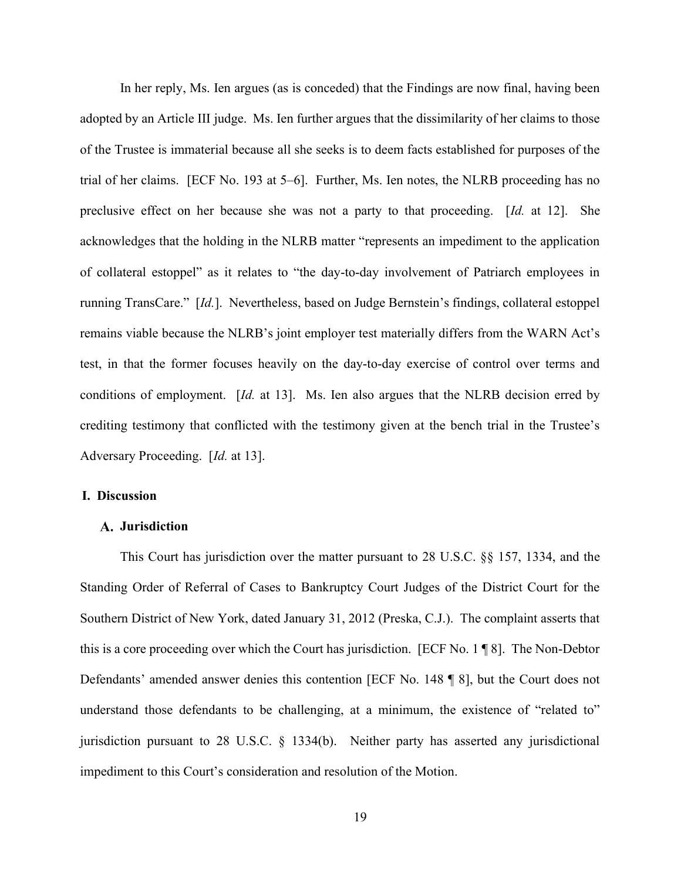In her reply, Ms. Ien argues (as is conceded) that the Findings are now final, having been adopted by an Article III judge. Ms. Ien further argues that the dissimilarity of her claims to those of the Trustee is immaterial because all she seeks is to deem facts established for purposes of the trial of her claims. [ECF No. 193 at 5–6]. Further, Ms. Ien notes, the NLRB proceeding has no preclusive effect on her because she was not a party to that proceeding. [*Id.* at 12]. She acknowledges that the holding in the NLRB matter "represents an impediment to the application of collateral estoppel" as it relates to "the day-to-day involvement of Patriarch employees in running TransCare." [*Id.*]. Nevertheless, based on Judge Bernstein's findings, collateral estoppel remains viable because the NLRB's joint employer test materially differs from the WARN Act's test, in that the former focuses heavily on the day-to-day exercise of control over terms and conditions of employment. [*Id.* at 13]. Ms. Ien also argues that the NLRB decision erred by crediting testimony that conflicted with the testimony given at the bench trial in the Trustee's Adversary Proceeding. [*Id.* at 13].

## I. Discussion

### A. Jurisdiction

This Court has jurisdiction over the matter pursuant to 28 U.S.C. §§ 157, 1334, and the Standing Order of Referral of Cases to Bankruptcy Court Judges of the District Court for the Southern District of New York, dated January 31, 2012 (Preska, C.J.). The complaint asserts that this is a core proceeding over which the Court has jurisdiction. [ECF No. 1 ¶ 8]. The Non-Debtor Defendants' amended answer denies this contention [ECF No. 148 ¶ 8], but the Court does not understand those defendants to be challenging, at a minimum, the existence of "related to" jurisdiction pursuant to 28 U.S.C. § 1334(b). Neither party has asserted any jurisdictional impediment to this Court's consideration and resolution of the Motion.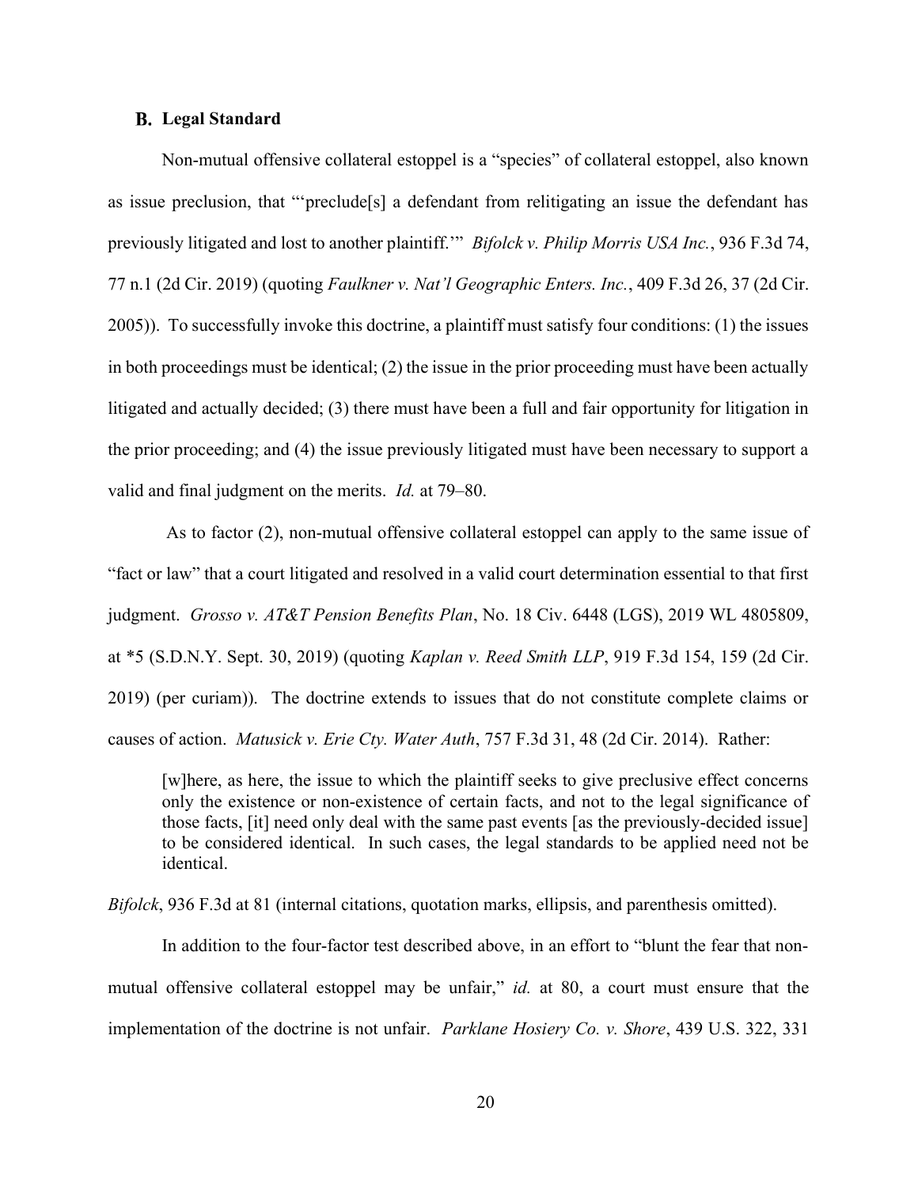### B. Legal Standard

Non-mutual offensive collateral estoppel is a "species" of collateral estoppel, also known as issue preclusion, that "'preclude[s] a defendant from relitigating an issue the defendant has previously litigated and lost to another plaintiff.'" *Bifolck v. Philip Morris USA Inc.*, 936 F.3d 74, 77 n.1 (2d Cir. 2019) (quoting *Faulkner v. Nat'l Geographic Enters. Inc.*, 409 F.3d 26, 37 (2d Cir. 2005)). To successfully invoke this doctrine, a plaintiff must satisfy four conditions: (1) the issues in both proceedings must be identical; (2) the issue in the prior proceeding must have been actually litigated and actually decided; (3) there must have been a full and fair opportunity for litigation in the prior proceeding; and (4) the issue previously litigated must have been necessary to support a valid and final judgment on the merits. *Id.* at 79–80.

As to factor (2), non-mutual offensive collateral estoppel can apply to the same issue of "fact or law" that a court litigated and resolved in a valid court determination essential to that first judgment. *Grosso v. AT&T Pension Benefits Plan*, No. 18 Civ. 6448 (LGS), 2019 WL 4805809, at *5 (S.D.N.Y. Sept. 30, 2019) (quoting *Kaplan v. Reed Smith LLP*, 919 F.3d 154, 159 (2d Cir. 2019) (per curiam)). The doctrine extends to issues that do not constitute complete claims or causes of action. *Matusick v. Erie Cty. Water Auth*, 757 F.3d 31, 48 (2d Cir. 2014). Rather:

> [w]here, as here, the issue to which the plaintiff seeks to give preclusive effect concerns only the existence or non-existence of certain facts, and not to the legal significance of those facts, [it] need only deal with the same past events [as the previously-decided issue] to be considered identical. In such cases, the legal standards to be applied need not be identical.

*Bifolck*, 936 F.3d at 81 (internal citations, quotation marks, ellipsis, and parenthesis omitted).

In addition to the four-factor test described above, in an effort to "blunt the fear that non-mutual offensive collateral estoppel may be unfair," *id.* at 80, a court must ensure that the implementation of the doctrine is not unfair. *Parklane Hosiery Co. v. Shore*, 439 U.S. 322, 331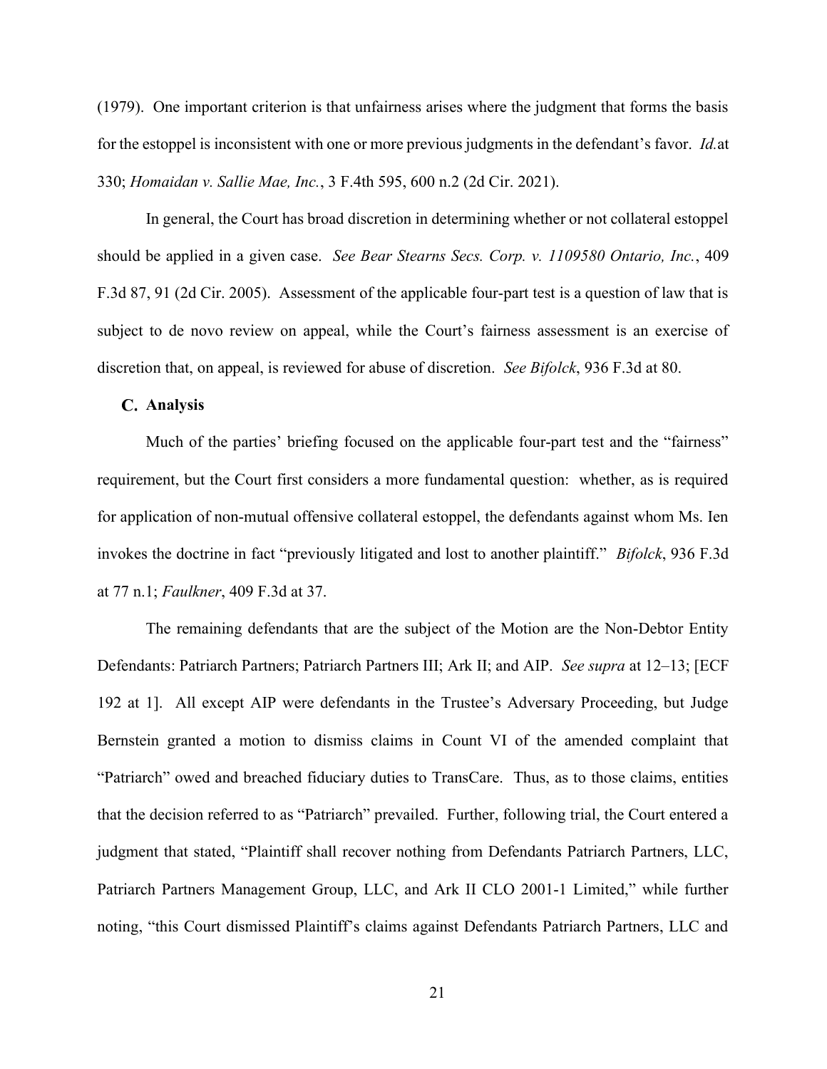(1979). One important criterion is that unfairness arises where the judgment that forms the basis for the estoppel is inconsistent with one or more previous judgments in the defendant's favor. *Id.* at 330; *Homaidan v. Sallie Mae, Inc.*, 3 F.4th 595, 600 n.2 (2d Cir. 2021).

In general, the Court has broad discretion in determining whether or not collateral estoppel should be applied in a given case. *See Bear Stearns Secs. Corp. v. 1109580 Ontario, Inc.*, 409 F.3d 87, 91 (2d Cir. 2005). Assessment of the applicable four-part test is a question of law that is subject to de novo review on appeal, while the Court's fairness assessment is an exercise of discretion that, on appeal, is reviewed for abuse of discretion. *See Bifolck*, 936 F.3d at 80.

### C. Analysis

Much of the parties' briefing focused on the applicable four-part test and the "fairness" requirement, but the Court first considers a more fundamental question: whether, as is required for application of non-mutual offensive collateral estoppel, the defendants against whom Ms. Ien invokes the doctrine in fact "previously litigated and lost to another plaintiff." *Bifolck*, 936 F.3d at 77 n.1; *Faulkner*, 409 F.3d at 37.

The remaining defendants that are the subject of the Motion are the Non-Debtor Entity Defendants: Patriarch Partners; Patriarch Partners III; Ark II; and AIP. *See supra* at 12–13; [ECF 192 at 1]. All except AIP were defendants in the Trustee's Adversary Proceeding, but Judge Bernstein granted a motion to dismiss claims in Count VI of the amended complaint that "Patriarch" owed and breached fiduciary duties to TransCare. Thus, as to those claims, entities that the decision referred to as "Patriarch" prevailed. Further, following trial, the Court entered a judgment that stated, "Plaintiff shall recover nothing from Defendants Patriarch Partners, LLC, Patriarch Partners Management Group, LLC, and Ark II CLO 2001-1 Limited," while further noting, "this Court dismissed Plaintiff's claims against Defendants Patriarch Partners, LLC and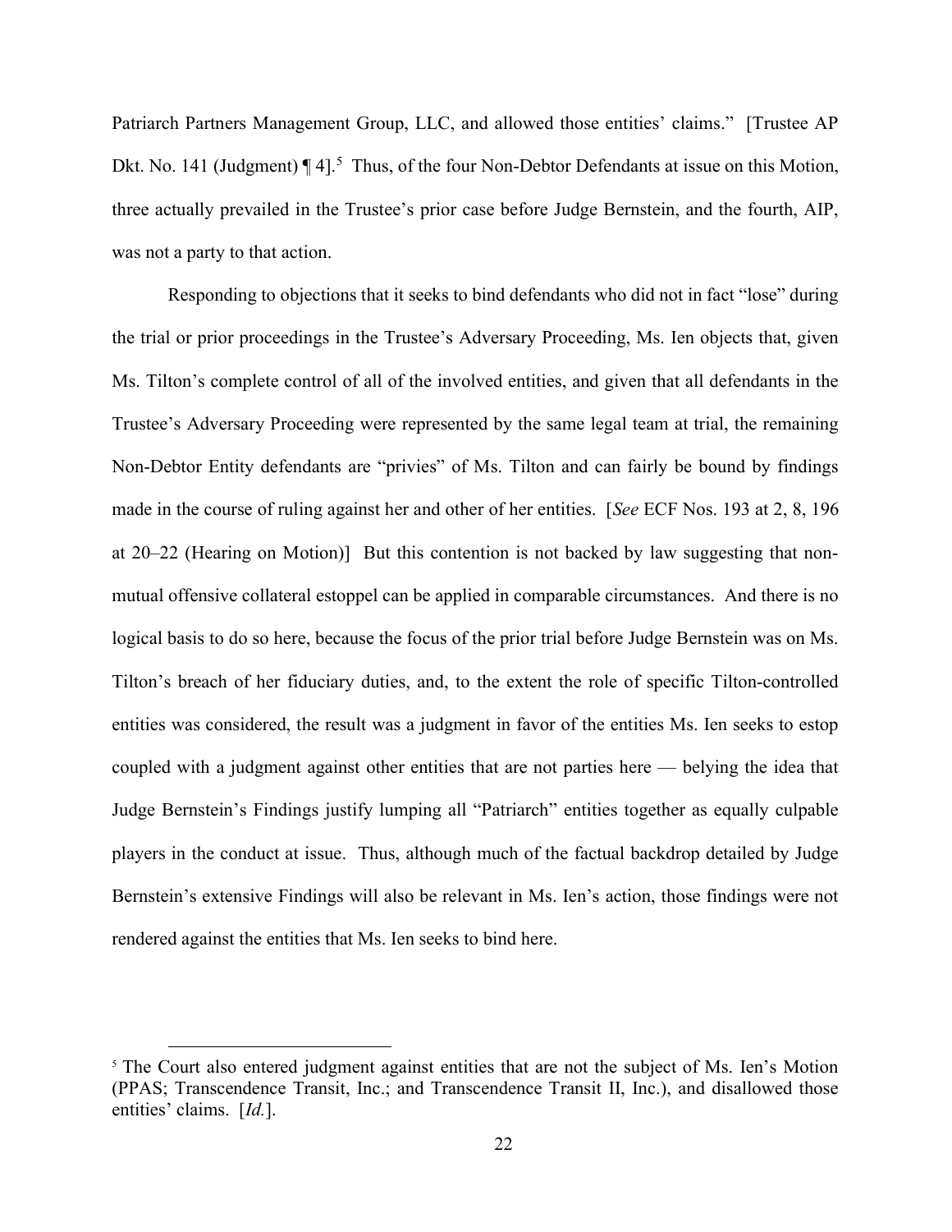Patriarch Partners Management Group, LLC, and allowed those entities' claims." [Trustee AP Dkt. No. 141 (Judgment) ¶ 4].[5] Thus, of the four Non-Debtor Defendants at issue on this Motion, three actually prevailed in the Trustee's prior case before Judge Bernstein, and the fourth, AIP, was not a party to that action.

Responding to objections that it seeks to bind defendants who did not in fact "lose" during the trial or prior proceedings in the Trustee's Adversary Proceeding, Ms. Ien objects that, given Ms. Tilton's complete control of all of the involved entities, and given that all defendants in the Trustee's Adversary Proceeding were represented by the same legal team at trial, the remaining Non-Debtor Entity defendants are "privies" of Ms. Tilton and can fairly be bound by findings made in the course of ruling against her and other of her entities. [*See* ECF Nos. 193 at 2, 8, 196 at 20–22 (Hearing on Motion)] But this contention is not backed by law suggesting that non-mutual offensive collateral estoppel can be applied in comparable circumstances. And there is no logical basis to do so here, because the focus of the prior trial before Judge Bernstein was on Ms. Tilton's breach of her fiduciary duties, and, to the extent the role of specific Tilton-controlled entities was considered, the result was a judgment in favor of the entities Ms. Ien seeks to estop coupled with a judgment against other entities that are not parties here — belying the idea that Judge Bernstein's Findings justify lumping all "Patriarch" entities together as equally culpable players in the conduct at issue. Thus, although much of the factual backdrop detailed by Judge Bernstein's extensive Findings will also be relevant in Ms. Ien's action, those findings were not rendered against the entities that Ms. Ien seeks to bind here.

---

[5] The Court also entered judgment against entities that are not the subject of Ms. Ien's Motion (PPAS; Transcendence Transit, Inc.; and Transcendence Transit II, Inc.), and disallowed those entities' claims. [*Id.*].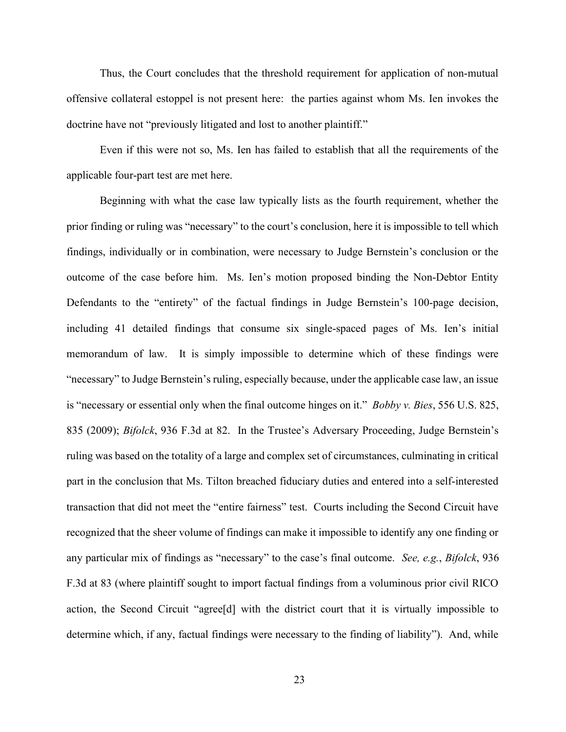Thus, the Court concludes that the threshold requirement for application of non-mutual offensive collateral estoppel is not present here: the parties against whom Ms. Ien invokes the doctrine have not "previously litigated and lost to another plaintiff."

Even if this were not so, Ms. Ien has failed to establish that all the requirements of the applicable four-part test are met here.

Beginning with what the case law typically lists as the fourth requirement, whether the prior finding or ruling was "necessary" to the court's conclusion, here it is impossible to tell which findings, individually or in combination, were necessary to Judge Bernstein's conclusion or the outcome of the case before him. Ms. Ien's motion proposed binding the Non-Debtor Entity Defendants to the "entirety" of the factual findings in Judge Bernstein's 100-page decision, including 41 detailed findings that consume six single-spaced pages of Ms. Ien's initial memorandum of law. It is simply impossible to determine which of these findings were "necessary" to Judge Bernstein's ruling, especially because, under the applicable case law, an issue is "necessary or essential only when the final outcome hinges on it." *Bobby v. Bies*, 556 U.S. 825, 835 (2009); *Bifolck*, 936 F.3d at 82. In the Trustee's Adversary Proceeding, Judge Bernstein's ruling was based on the totality of a large and complex set of circumstances, culminating in critical part in the conclusion that Ms. Tilton breached fiduciary duties and entered into a self-interested transaction that did not meet the "entire fairness" test. Courts including the Second Circuit have recognized that the sheer volume of findings can make it impossible to identify any one finding or any particular mix of findings as "necessary" to the case's final outcome. *See, e.g.*, *Bifolck*, 936 F.3d at 83 (where plaintiff sought to import factual findings from a voluminous prior civil RICO action, the Second Circuit "agree[d] with the district court that it is virtually impossible to determine which, if any, factual findings were necessary to the finding of liability"). And, while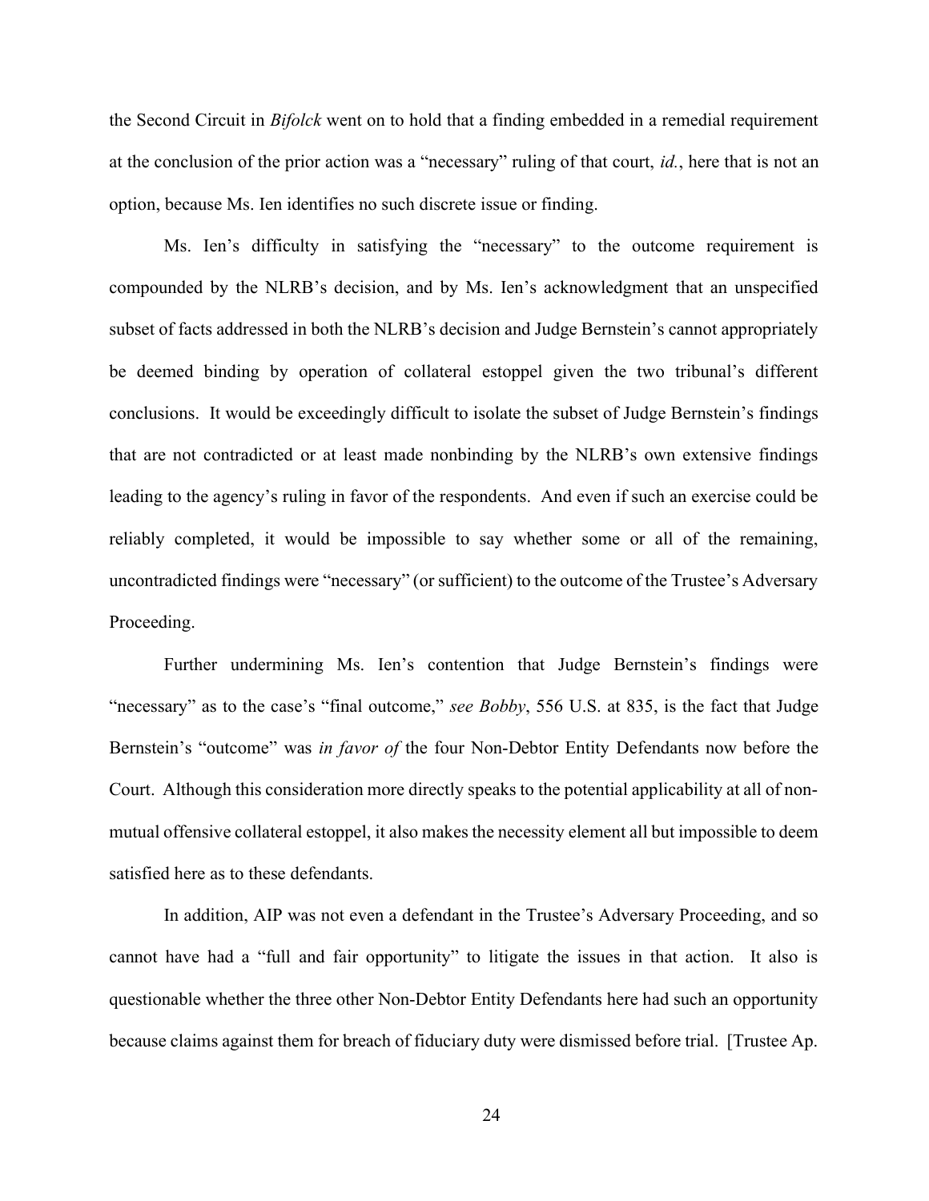the Second Circuit in *Bifolck* went on to hold that a finding embedded in a remedial requirement at the conclusion of the prior action was a "necessary" ruling of that court, *id.*, here that is not an option, because Ms. Ien identifies no such discrete issue or finding.

Ms. Ien's difficulty in satisfying the "necessary" to the outcome requirement is compounded by the NLRB's decision, and by Ms. Ien's acknowledgment that an unspecified subset of facts addressed in both the NLRB's decision and Judge Bernstein's cannot appropriately be deemed binding by operation of collateral estoppel given the two tribunal's different conclusions. It would be exceedingly difficult to isolate the subset of Judge Bernstein's findings that are not contradicted or at least made nonbinding by the NLRB's own extensive findings leading to the agency's ruling in favor of the respondents. And even if such an exercise could be reliably completed, it would be impossible to say whether some or all of the remaining, uncontradicted findings were "necessary" (or sufficient) to the outcome of the Trustee's Adversary Proceeding.

Further undermining Ms. Ien's contention that Judge Bernstein's findings were "necessary" as to the case's "final outcome," *see Bobby*, 556 U.S. at 835, is the fact that Judge Bernstein's "outcome" was *in favor of* the four Non-Debtor Entity Defendants now before the Court. Although this consideration more directly speaks to the potential applicability at all of non-mutual offensive collateral estoppel, it also makes the necessity element all but impossible to deem satisfied here as to these defendants.

In addition, AIP was not even a defendant in the Trustee's Adversary Proceeding, and so cannot have had a "full and fair opportunity" to litigate the issues in that action. It also is questionable whether the three other Non-Debtor Entity Defendants here had such an opportunity because claims against them for breach of fiduciary duty were dismissed before trial. [Trustee Ap.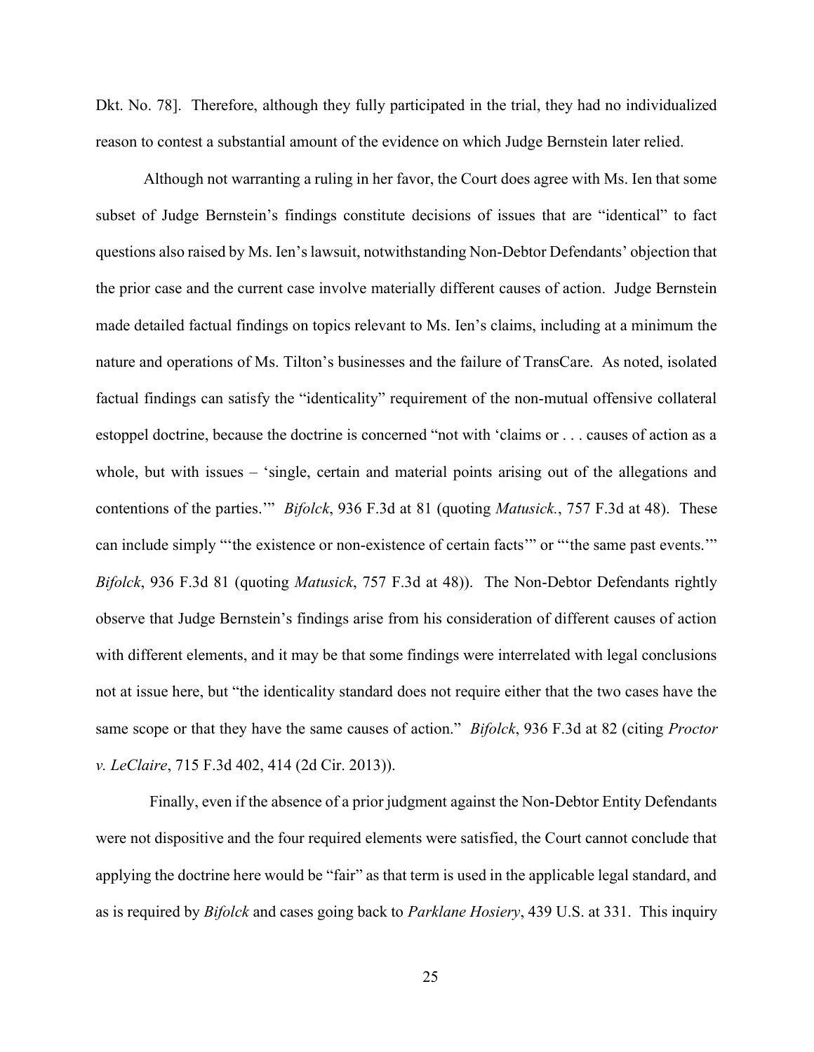Dkt. No. 78]. Therefore, although they fully participated in the trial, they had no individualized reason to contest a substantial amount of the evidence on which Judge Bernstein later relied.

Although not warranting a ruling in her favor, the Court does agree with Ms. Ien that some subset of Judge Bernstein's findings constitute decisions of issues that are "identical" to fact questions also raised by Ms. Ien's lawsuit, notwithstanding Non-Debtor Defendants' objection that the prior case and the current case involve materially different causes of action. Judge Bernstein made detailed factual findings on topics relevant to Ms. Ien's claims, including at a minimum the nature and operations of Ms. Tilton's businesses and the failure of TransCare. As noted, isolated factual findings can satisfy the "identicality" requirement of the non-mutual offensive collateral estoppel doctrine, because the doctrine is concerned "not with 'claims or . . . causes of action as a whole, but with issues – 'single, certain and material points arising out of the allegations and contentions of the parties.'" *Bifolck*, 936 F.3d at 81 (quoting *Matusick.*, 757 F.3d at 48). These can include simply "'the existence or non-existence of certain facts'" or "'the same past events.'" *Bifolck*, 936 F.3d 81 (quoting *Matusick*, 757 F.3d at 48)). The Non-Debtor Defendants rightly observe that Judge Bernstein's findings arise from his consideration of different causes of action with different elements, and it may be that some findings were interrelated with legal conclusions not at issue here, but "the identicality standard does not require either that the two cases have the same scope or that they have the same causes of action." *Bifolck*, 936 F.3d at 82 (citing *Proctor v. LeClaire*, 715 F.3d 402, 414 (2d Cir. 2013)).

Finally, even if the absence of a prior judgment against the Non-Debtor Entity Defendants were not dispositive and the four required elements were satisfied, the Court cannot conclude that applying the doctrine here would be "fair" as that term is used in the applicable legal standard, and as is required by *Bifolck* and cases going back to *Parklane Hosiery*, 439 U.S. at 331. This inquiry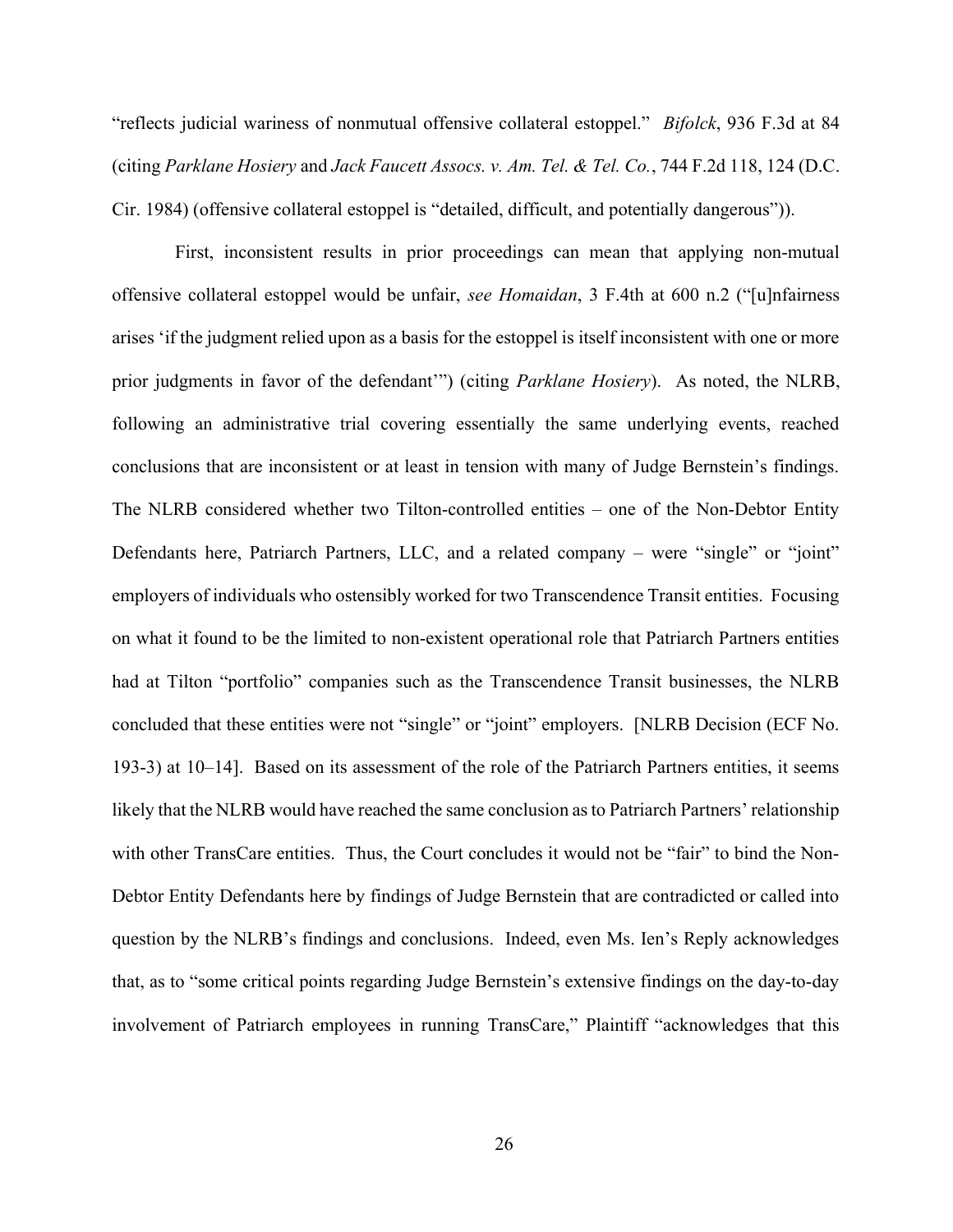"reflects judicial wariness of nonmutual offensive collateral estoppel." *Bifolck*, 936 F.3d at 84 (citing *Parklane Hosiery* and *Jack Faucett Assocs. v. Am. Tel. & Tel. Co.*, 744 F.2d 118, 124 (D.C. Cir. 1984) (offensive collateral estoppel is "detailed, difficult, and potentially dangerous")).

First, inconsistent results in prior proceedings can mean that applying non-mutual offensive collateral estoppel would be unfair, *see Homaidan*, 3 F.4th at 600 n.2 ("[u]nfairness arises 'if the judgment relied upon as a basis for the estoppel is itself inconsistent with one or more prior judgments in favor of the defendant'") (citing *Parklane Hosiery*). As noted, the NLRB, following an administrative trial covering essentially the same underlying events, reached conclusions that are inconsistent or at least in tension with many of Judge Bernstein's findings. The NLRB considered whether two Tilton-controlled entities – one of the Non-Debtor Entity Defendants here, Patriarch Partners, LLC, and a related company – were "single" or "joint" employers of individuals who ostensibly worked for two Transcendence Transit entities. Focusing on what it found to be the limited to non-existent operational role that Patriarch Partners entities had at Tilton "portfolio" companies such as the Transcendence Transit businesses, the NLRB concluded that these entities were not "single" or "joint" employers. [NLRB Decision (ECF No. 193-3) at 10–14]. Based on its assessment of the role of the Patriarch Partners entities, it seems likely that the NLRB would have reached the same conclusion as to Patriarch Partners' relationship with other TransCare entities. Thus, the Court concludes it would not be "fair" to bind the Non-Debtor Entity Defendants here by findings of Judge Bernstein that are contradicted or called into question by the NLRB's findings and conclusions. Indeed, even Ms. Ien's Reply acknowledges that, as to "some critical points regarding Judge Bernstein's extensive findings on the day-to-day involvement of Patriarch employees in running TransCare," Plaintiff "acknowledges that this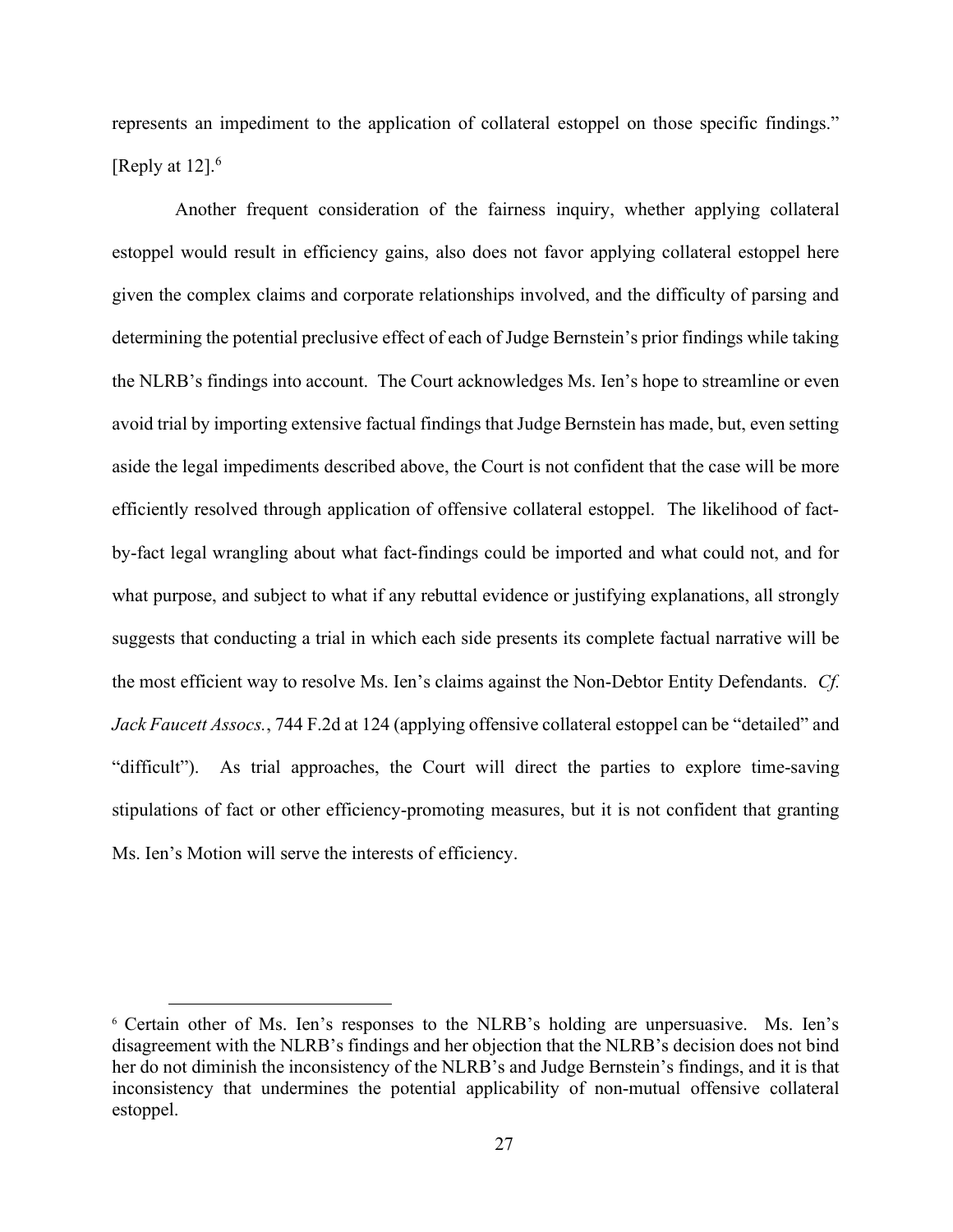represents an impediment to the application of collateral estoppel on those specific findings." [Reply at 12].[6]

Another frequent consideration of the fairness inquiry, whether applying collateral estoppel would result in efficiency gains, also does not favor applying collateral estoppel here given the complex claims and corporate relationships involved, and the difficulty of parsing and determining the potential preclusive effect of each of Judge Bernstein's prior findings while taking the NLRB's findings into account. The Court acknowledges Ms. Ien's hope to streamline or even avoid trial by importing extensive factual findings that Judge Bernstein has made, but, even setting aside the legal impediments described above, the Court is not confident that the case will be more efficiently resolved through application of offensive collateral estoppel. The likelihood of fact-by-fact legal wrangling about what fact-findings could be imported and what could not, and for what purpose, and subject to what if any rebuttal evidence or justifying explanations, all strongly suggests that conducting a trial in which each side presents its complete factual narrative will be the most efficient way to resolve Ms. Ien's claims against the Non-Debtor Entity Defendants. *Cf. Jack Faucett Assocs.*, 744 F.2d at 124 (applying offensive collateral estoppel can be "detailed" and "difficult"). As trial approaches, the Court will direct the parties to explore time-saving stipulations of fact or other efficiency-promoting measures, but it is not confident that granting Ms. Ien's Motion will serve the interests of efficiency.

[6] Certain other of Ms. Ien's responses to the NLRB's holding are unpersuasive. Ms. Ien's disagreement with the NLRB's findings and her objection that the NLRB's decision does not bind her do not diminish the inconsistency of the NLRB's and Judge Bernstein's findings, and it is that inconsistency that undermines the potential applicability of non-mutual offensive collateral estoppel.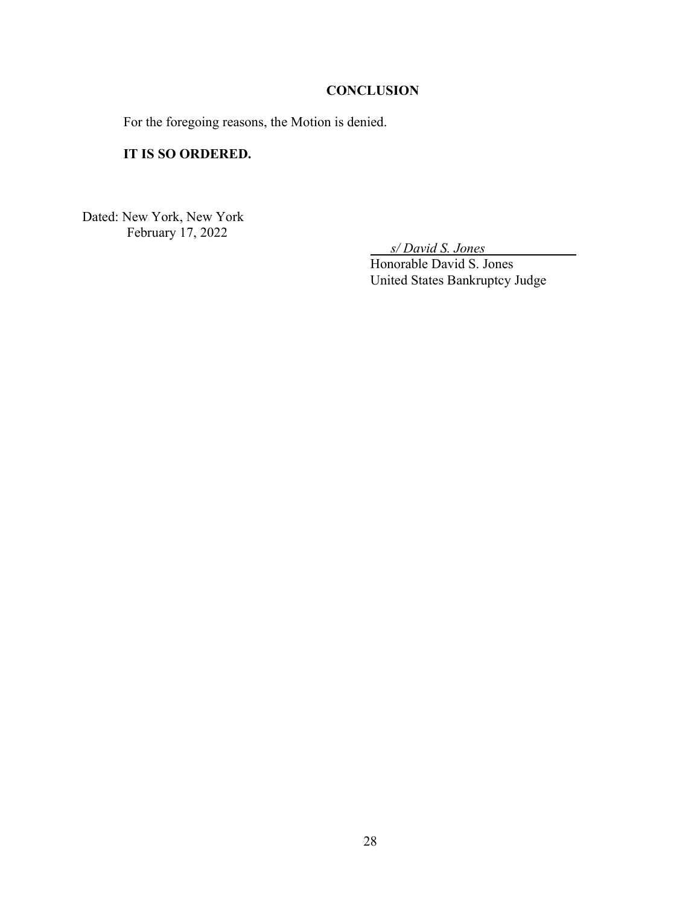## CONCLUSION

For the foregoing reasons, the Motion is denied.

**IT IS SO ORDERED.**

Dated: New York, New York
February 17, 2022

*s/ David S. Jones*
Honorable David S. Jones
United States Bankruptcy Judge